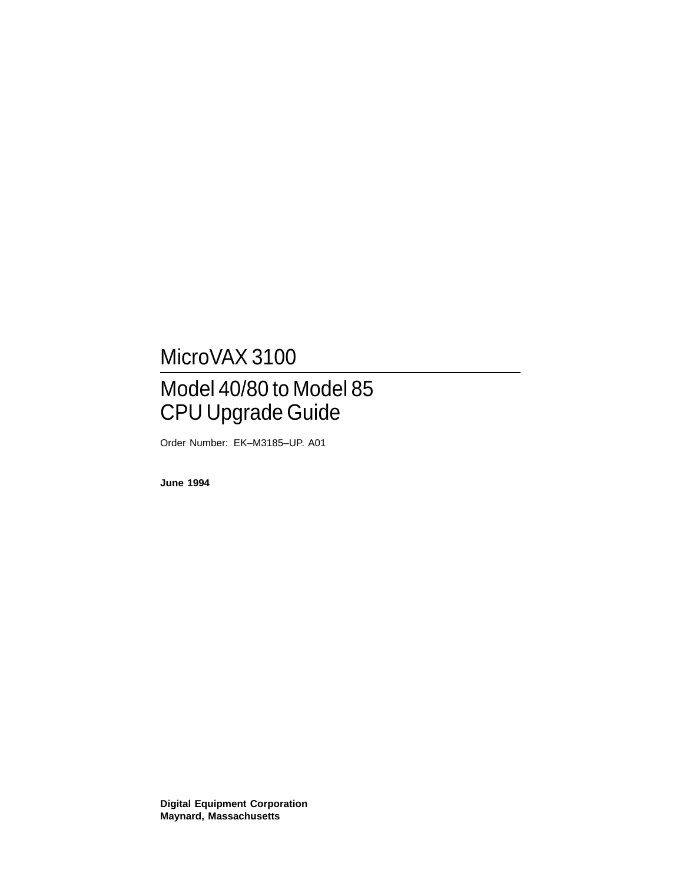# MicroVAX 3100

## Model 40/80 to Model 85 CPU Upgrade Guide

Order Number: EK–M3185–UP. A01

**June 1994**

**Digital Equipment Corporation**
**Maynard, Massachusetts**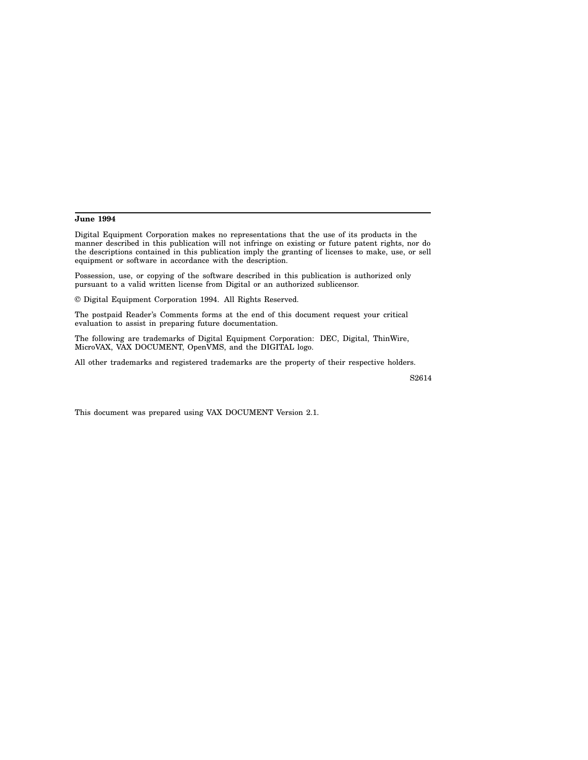**June 1994**

Digital Equipment Corporation makes no representations that the use of its products in the manner described in this publication will not infringe on existing or future patent rights, nor do the descriptions contained in this publication imply the granting of licenses to make, use, or sell equipment or software in accordance with the description.

Possession, use, or copying of the software described in this publication is authorized only pursuant to a valid written license from Digital or an authorized sublicensor.

© Digital Equipment Corporation 1994. All Rights Reserved.

The postpaid Reader's Comments forms at the end of this document request your critical evaluation to assist in preparing future documentation.

The following are trademarks of Digital Equipment Corporation: DEC, Digital, ThinWire, MicroVAX, VAX DOCUMENT, OpenVMS, and the DIGITAL logo.

All other trademarks and registered trademarks are the property of their respective holders.

S2614

This document was prepared using VAX DOCUMENT Version 2.1.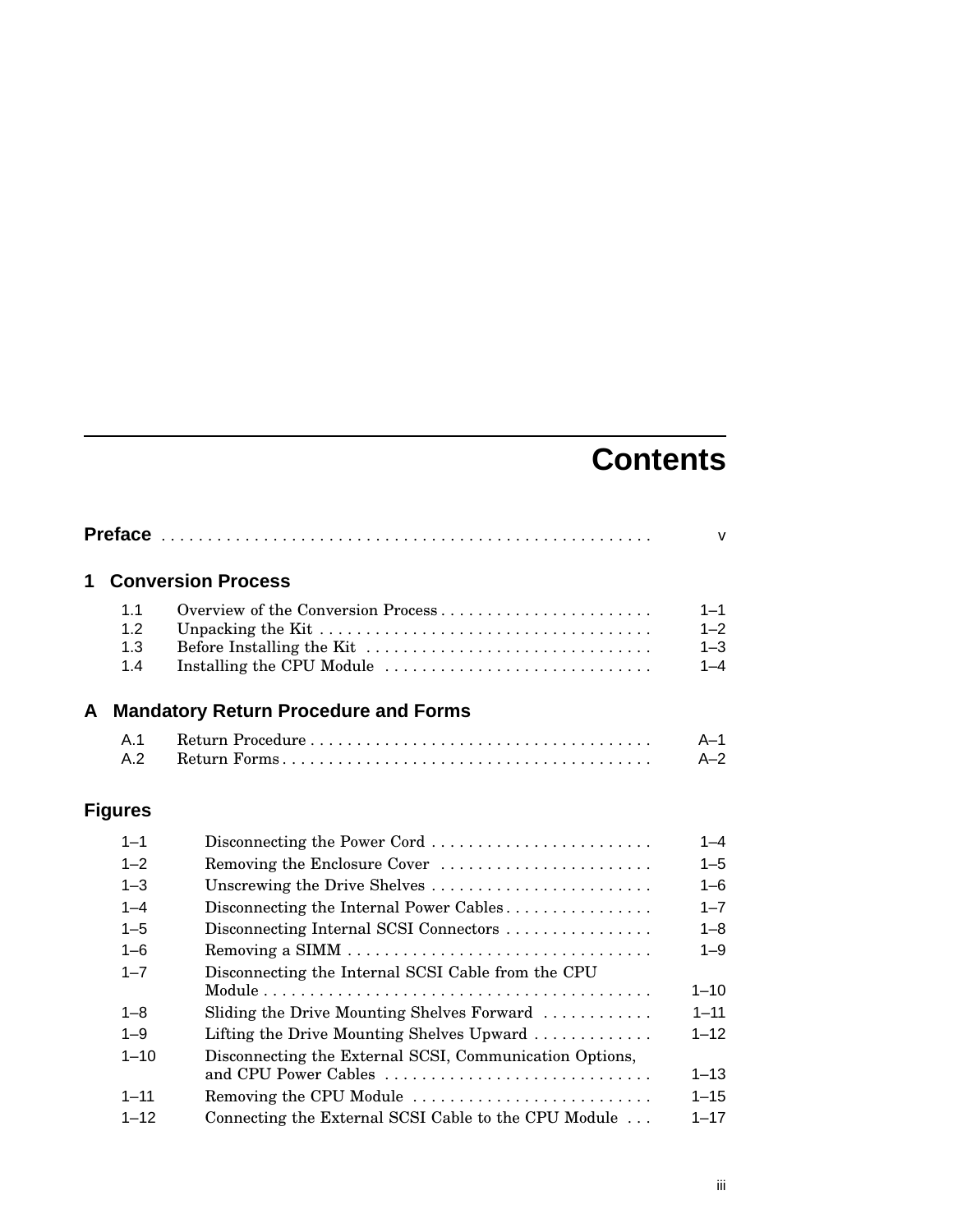# Contents

**Preface** . . . . . . . . . . . . . . . . . . . . . . . . . . . . . . . . . . . . . . . . . . . . . . . . . . . . v

## 1 Conversion Process

| | | |
|---|---|---|
| 1.1 | Overview of the Conversion Process . . . . . . . . . . . . . . . . . . . . . . . | 1–1 |
| 1.2 | Unpacking the Kit . . . . . . . . . . . . . . . . . . . . . . . . . . . . . . . . . . . . | 1–2 |
| 1.3 | Before Installing the Kit . . . . . . . . . . . . . . . . . . . . . . . . . . . . . . . | 1–3 |
| 1.4 | Installing the CPU Module . . . . . . . . . . . . . . . . . . . . . . . . . . . . . | 1–4 |

## A Mandatory Return Procedure and Forms

| | | |
|---|---|---|
| A.1 | Return Procedure . . . . . . . . . . . . . . . . . . . . . . . . . . . . . . . . . . . . | A–1 |
| A.2 | Return Forms . . . . . . . . . . . . . . . . . . . . . . . . . . . . . . . . . . . . . . . | A–2 |

## Figures

| | | |
|---|---|---|
| 1–1 | Disconnecting the Power Cord . . . . . . . . . . . . . . . . . . . . . . . . | 1–4 |
| 1–2 | Removing the Enclosure Cover . . . . . . . . . . . . . . . . . . . . . . . | 1–5 |
| 1–3 | Unscrewing the Drive Shelves . . . . . . . . . . . . . . . . . . . . . . . . | 1–6 |
| 1–4 | Disconnecting the Internal Power Cables . . . . . . . . . . . . . . . . | 1–7 |
| 1–5 | Disconnecting Internal SCSI Connectors . . . . . . . . . . . . . . . . | 1–8 |
| 1–6 | Removing a SIMM . . . . . . . . . . . . . . . . . . . . . . . . . . . . . . . . . | 1–9 |
| 1–7 | Disconnecting the Internal SCSI Cable from the CPU Module . . . . . . . . . . . . . . . . . . . . . . . . . . . . . . . . . . . . . . . . . . | 1–10 |
| 1–8 | Sliding the Drive Mounting Shelves Forward . . . . . . . . . . . . | 1–11 |
| 1–9 | Lifting the Drive Mounting Shelves Upward . . . . . . . . . . . . . | 1–12 |
| 1–10 | Disconnecting the External SCSI, Communication Options, and CPU Power Cables . . . . . . . . . . . . . . . . . . . . . . . . . . . . . | 1–13 |
| 1–11 | Removing the CPU Module . . . . . . . . . . . . . . . . . . . . . . . . . . | 1–15 |
| 1–12 | Connecting the External SCSI Cable to the CPU Module . . . | 1–17 |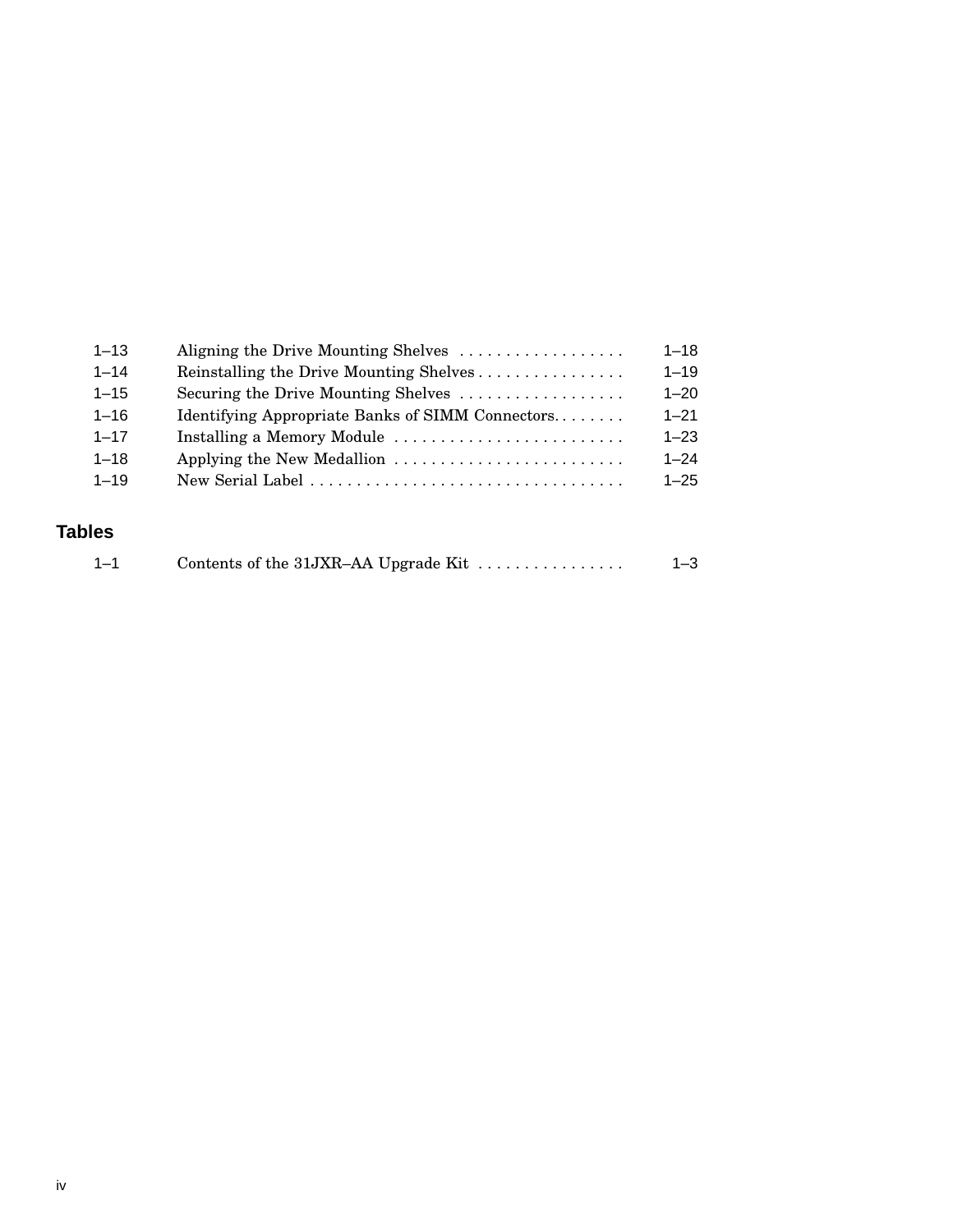| | | |
|---|---|---|
| 1–13 | Aligning the Drive Mounting Shelves | 1–18 |
| 1–14 | Reinstalling the Drive Mounting Shelves | 1–19 |
| 1–15 | Securing the Drive Mounting Shelves | 1–20 |
| 1–16 | Identifying Appropriate Banks of SIMM Connectors | 1–21 |
| 1–17 | Installing a Memory Module | 1–23 |
| 1–18 | Applying the New Medallion | 1–24 |
| 1–19 | New Serial Label | 1–25 |

## Tables

| | | |
|---|---|---|
| 1–1 | Contents of the 31JXR–AA Upgrade Kit | 1–3 |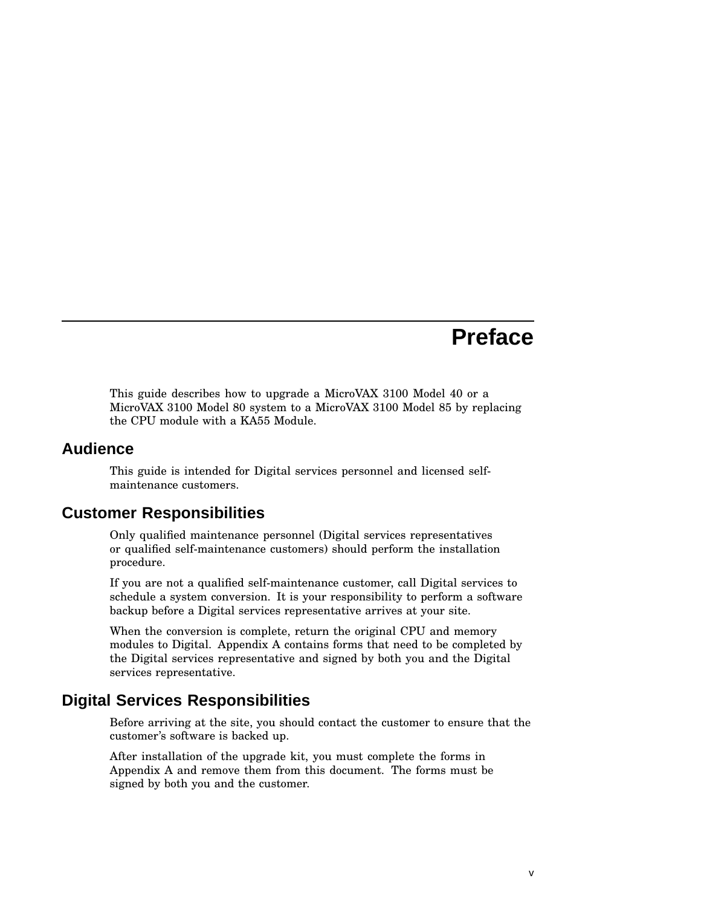# Preface

This guide describes how to upgrade a MicroVAX 3100 Model 40 or a MicroVAX 3100 Model 80 system to a MicroVAX 3100 Model 85 by replacing the CPU module with a KA55 Module.

## Audience

This guide is intended for Digital services personnel and licensed self-maintenance customers.

## Customer Responsibilities

Only qualified maintenance personnel (Digital services representatives or qualified self-maintenance customers) should perform the installation procedure.

If you are not a qualified self-maintenance customer, call Digital services to schedule a system conversion. It is your responsibility to perform a software backup before a Digital services representative arrives at your site.

When the conversion is complete, return the original CPU and memory modules to Digital. Appendix A contains forms that need to be completed by the Digital services representative and signed by both you and the Digital services representative.

## Digital Services Responsibilities

Before arriving at the site, you should contact the customer to ensure that the customer's software is backed up.

After installation of the upgrade kit, you must complete the forms in Appendix A and remove them from this document. The forms must be signed by both you and the customer.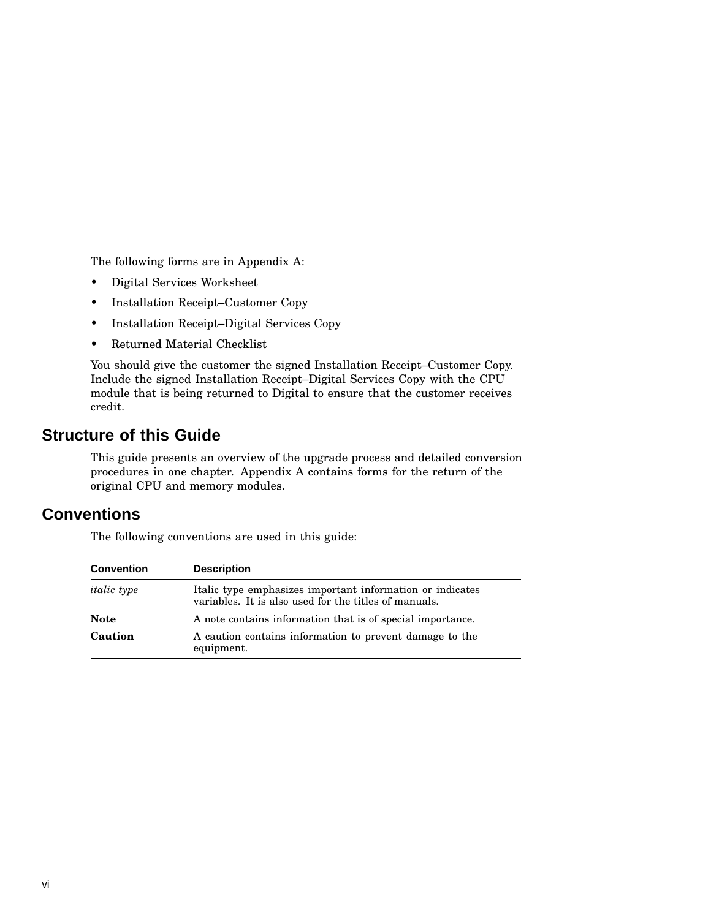The following forms are in Appendix A:

- Digital Services Worksheet
- Installation Receipt–Customer Copy
- Installation Receipt–Digital Services Copy
- Returned Material Checklist

You should give the customer the signed Installation Receipt–Customer Copy. Include the signed Installation Receipt–Digital Services Copy with the CPU module that is being returned to Digital to ensure that the customer receives credit.

## Structure of this Guide

This guide presents an overview of the upgrade process and detailed conversion procedures in one chapter. Appendix A contains forms for the return of the original CPU and memory modules.

## Conventions

The following conventions are used in this guide:

| Convention | Description |
|---|---|
| *italic type* | Italic type emphasizes important information or indicates variables. It is also used for the titles of manuals. |
| **Note** | A note contains information that is of special importance. |
| **Caution** | A caution contains information to prevent damage to the equipment. |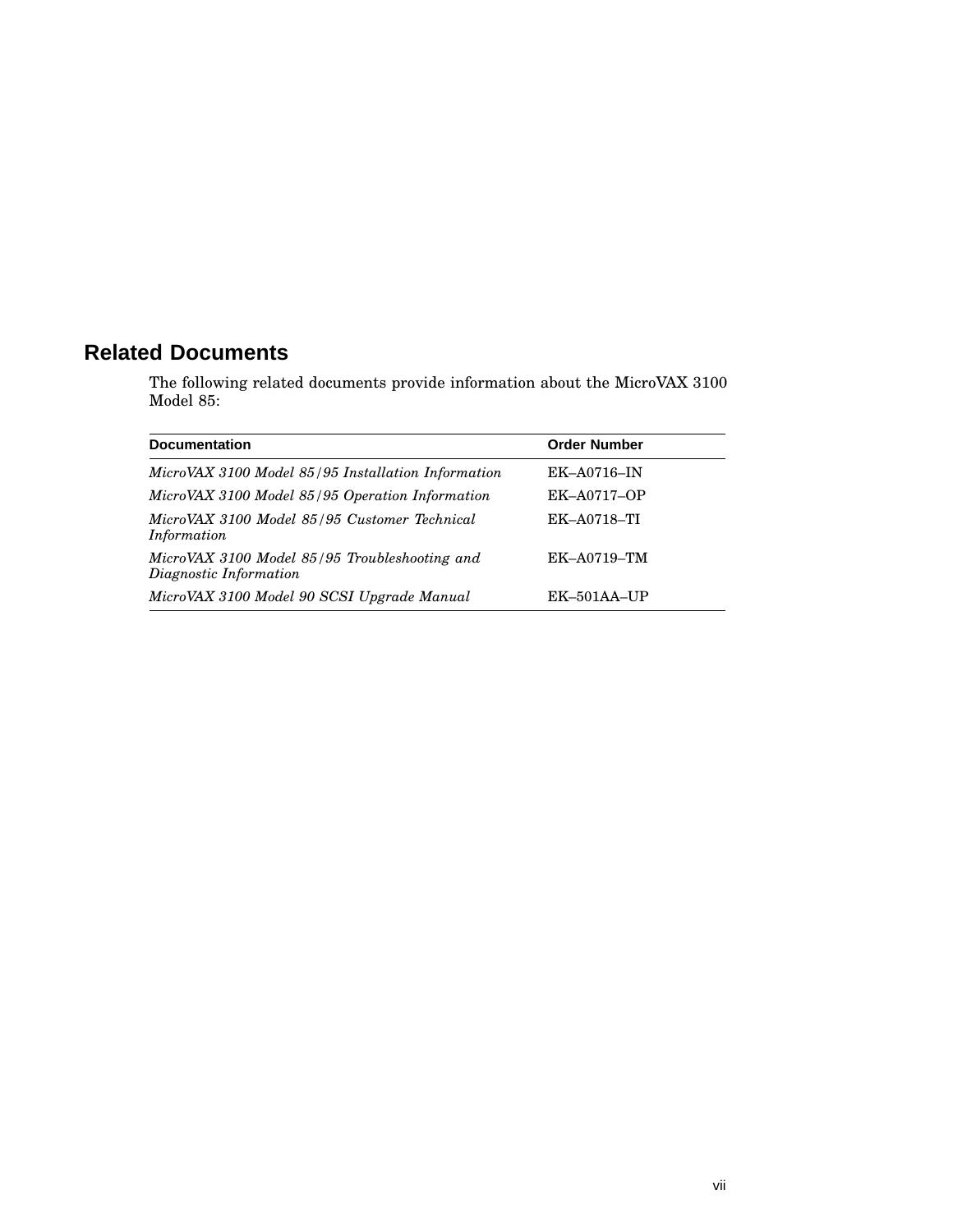## Related Documents

The following related documents provide information about the MicroVAX 3100 Model 85:

| Documentation | Order Number |
|---|---|
| *MicroVAX 3100 Model 85/95 Installation Information* | EK–A0716–IN |
| *MicroVAX 3100 Model 85/95 Operation Information* | EK–A0717–OP |
| *MicroVAX 3100 Model 85/95 Customer Technical Information* | EK–A0718–TI |
| *MicroVAX 3100 Model 85/95 Troubleshooting and Diagnostic Information* | EK–A0719–TM |
| *MicroVAX 3100 Model 90 SCSI Upgrade Manual* | EK–501AA–UP |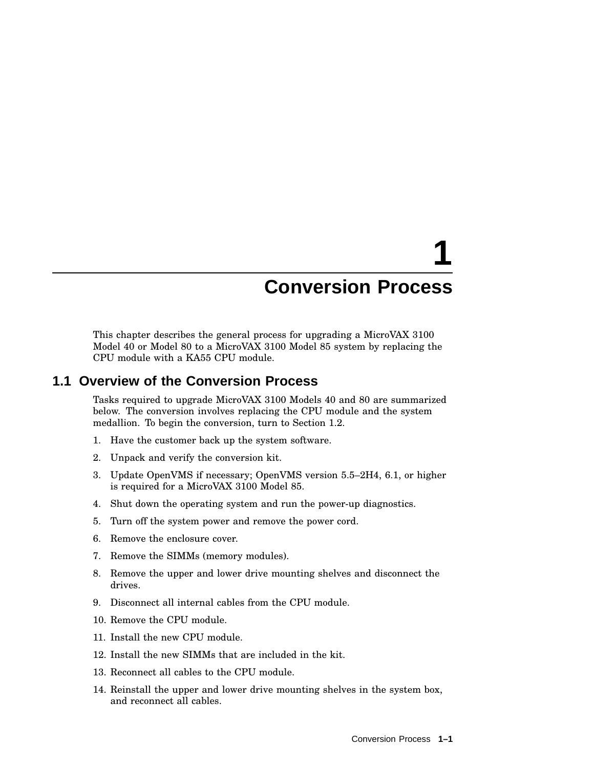# 1 Conversion Process

This chapter describes the general process for upgrading a MicroVAX 3100 Model 40 or Model 80 to a MicroVAX 3100 Model 85 system by replacing the CPU module with a KA55 CPU module.

## 1.1 Overview of the Conversion Process

Tasks required to upgrade MicroVAX 3100 Models 40 and 80 are summarized below. The conversion involves replacing the CPU module and the system medallion. To begin the conversion, turn to Section 1.2.

1. Have the customer back up the system software.
2. Unpack and verify the conversion kit.
3. Update OpenVMS if necessary; OpenVMS version 5.5–2H4, 6.1, or higher is required for a MicroVAX 3100 Model 85.
4. Shut down the operating system and run the power-up diagnostics.
5. Turn off the system power and remove the power cord.
6. Remove the enclosure cover.
7. Remove the SIMMs (memory modules).
8. Remove the upper and lower drive mounting shelves and disconnect the drives.
9. Disconnect all internal cables from the CPU module.
10. Remove the CPU module.
11. Install the new CPU module.
12. Install the new SIMMs that are included in the kit.
13. Reconnect all cables to the CPU module.
14. Reinstall the upper and lower drive mounting shelves in the system box, and reconnect all cables.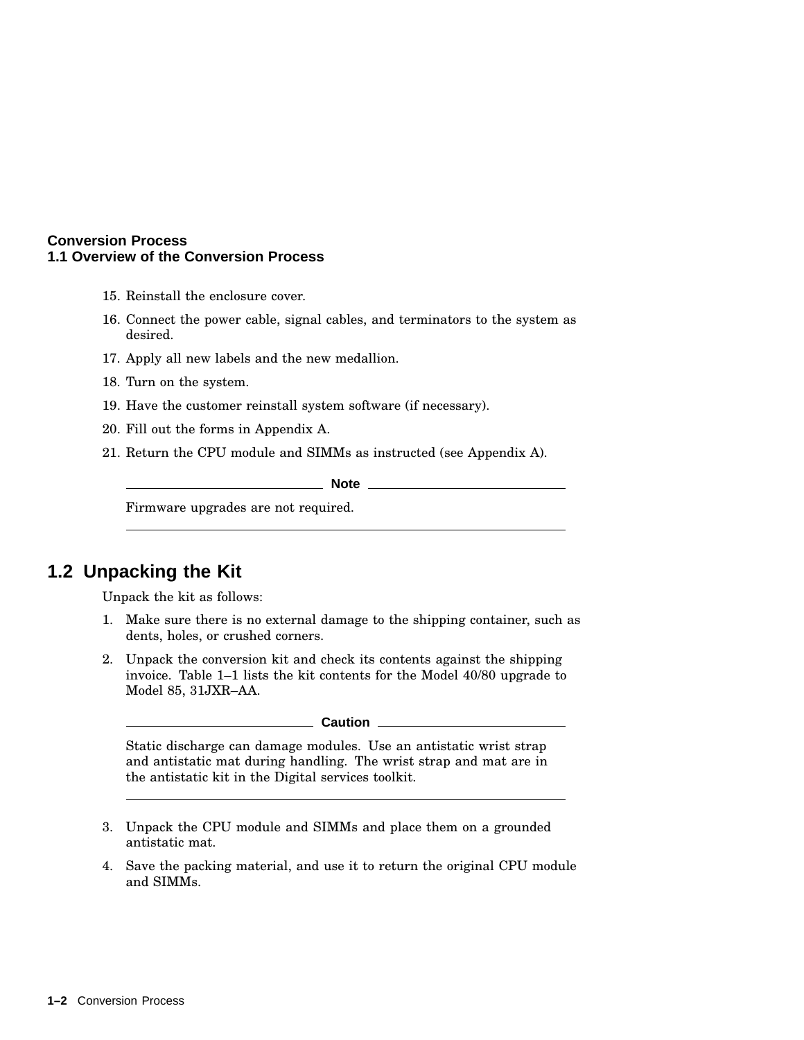15. Reinstall the enclosure cover.
16. Connect the power cable, signal cables, and terminators to the system as desired.
17. Apply all new labels and the new medallion.
18. Turn on the system.
19. Have the customer reinstall system software (if necessary).
20. Fill out the forms in Appendix A.
21. Return the CPU module and SIMMs as instructed (see Appendix A).

**Note**

Firmware upgrades are not required.

## 1.2 Unpacking the Kit

Unpack the kit as follows:

1. Make sure there is no external damage to the shipping container, such as dents, holes, or crushed corners.
2. Unpack the conversion kit and check its contents against the shipping invoice. Table 1–1 lists the kit contents for the Model 40/80 upgrade to Model 85, 31JXR–AA.

**Caution**

Static discharge can damage modules. Use an antistatic wrist strap and antistatic mat during handling. The wrist strap and mat are in the antistatic kit in the Digital services toolkit.

3. Unpack the CPU module and SIMMs and place them on a grounded antistatic mat.
4. Save the packing material, and use it to return the original CPU module and SIMMs.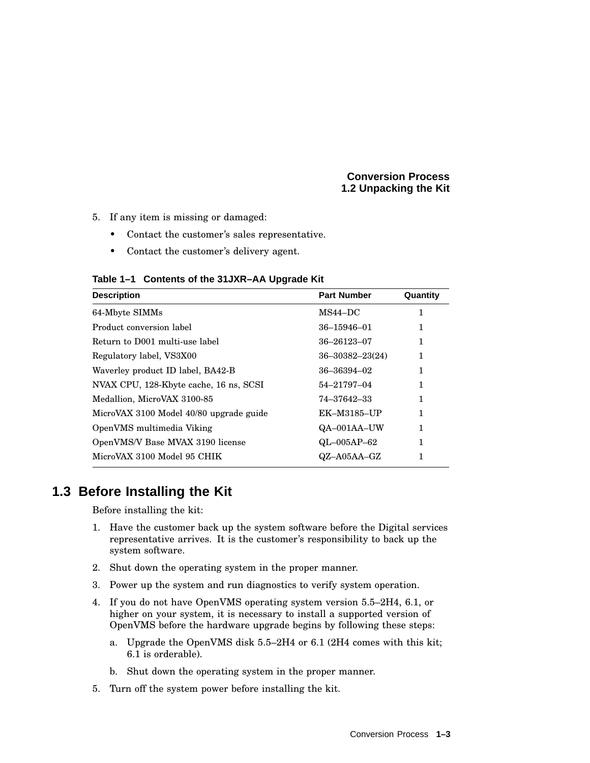5. If any item is missing or damaged:
   - Contact the customer's sales representative.
   - Contact the customer's delivery agent.

**Table 1–1 Contents of the 31JXR–AA Upgrade Kit**

| Description | Part Number | Quantity |
|---|---|---|
| 64-Mbyte SIMMs | MS44–DC | 1 |
| Product conversion label | 36–15946–01 | 1 |
| Return to D001 multi-use label | 36–26123–07 | 1 |
| Regulatory label, VS3X00 | 36–30382–23(24) | 1 |
| Waverley product ID label, BA42-B | 36–36394–02 | 1 |
| NVAX CPU, 128-Kbyte cache, 16 ns, SCSI | 54–21797–04 | 1 |
| Medallion, MicroVAX 3100-85 | 74–37642–33 | 1 |
| MicroVAX 3100 Model 40/80 upgrade guide | EK–M3185–UP | 1 |
| OpenVMS multimedia Viking | QA–001AA–UW | 1 |
| OpenVMS/V Base MVAX 3190 license | QL–005AP–62 | 1 |
| MicroVAX 3100 Model 95 CHIK | QZ–A05AA–GZ | 1 |

## 1.3 Before Installing the Kit

Before installing the kit:

1. Have the customer back up the system software before the Digital services representative arrives. It is the customer's responsibility to back up the system software.
2. Shut down the operating system in the proper manner.
3. Power up the system and run diagnostics to verify system operation.
4. If you do not have OpenVMS operating system version 5.5–2H4, 6.1, or higher on your system, it is necessary to install a supported version of OpenVMS before the hardware upgrade begins by following these steps:
   a. Upgrade the OpenVMS disk 5.5–2H4 or 6.1 (2H4 comes with this kit; 6.1 is orderable).
   b. Shut down the operating system in the proper manner.
5. Turn off the system power before installing the kit.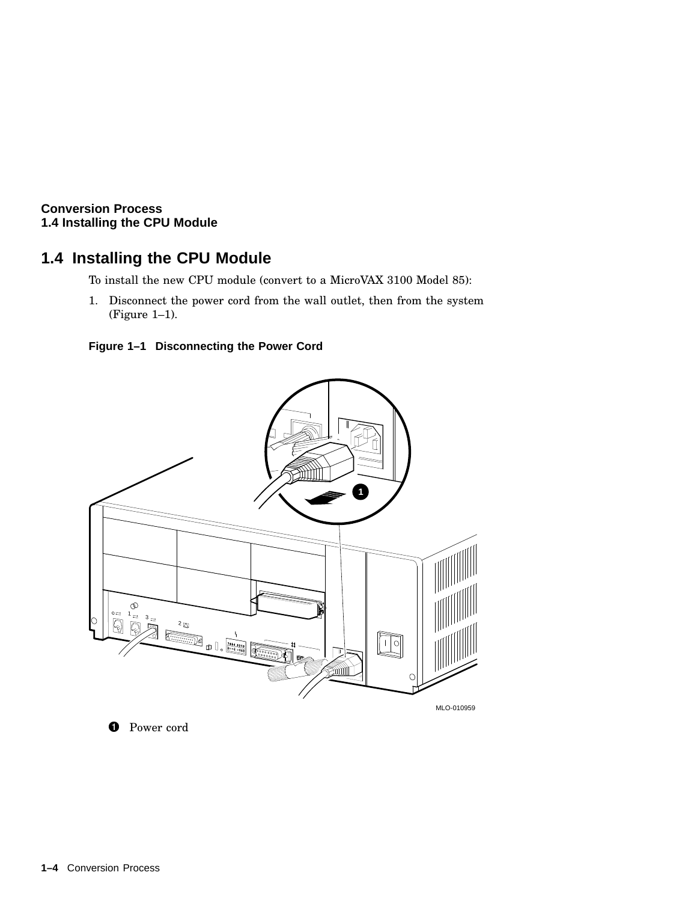## 1.4 Installing the CPU Module

To install the new CPU module (convert to a MicroVAX 3100 Model 85):

1. Disconnect the power cord from the wall outlet, then from the system (Figure 1–1).

**Figure 1–1 Disconnecting the Power Cord**

MLO-010959

1. Power cord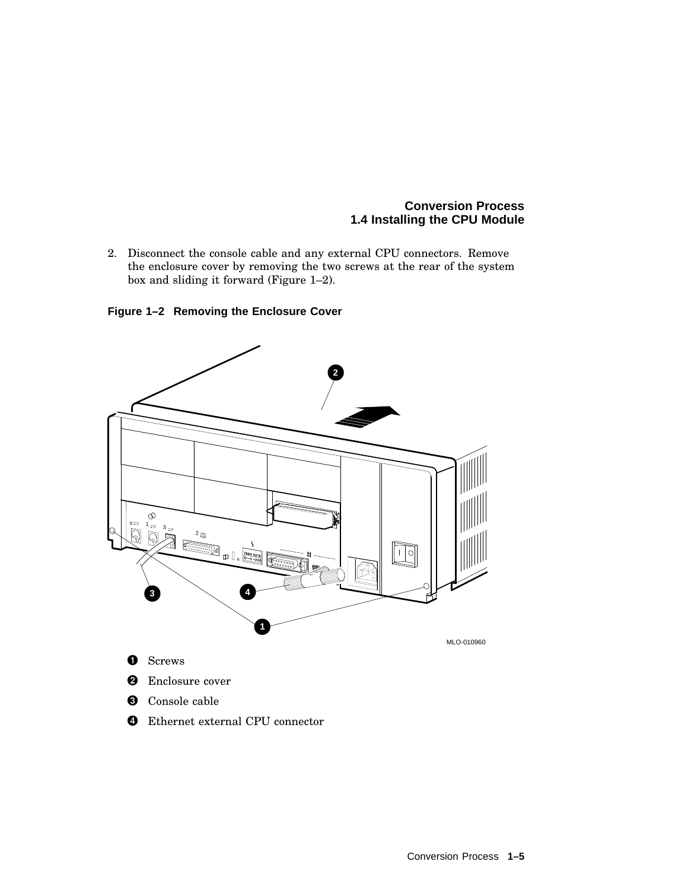2. Disconnect the console cable and any external CPU connectors. Remove the enclosure cover by removing the two screws at the rear of the system box and sliding it forward (Figure 1–2).

**Figure 1–2 Removing the Enclosure Cover**

MLO-010960

1. Screws
2. Enclosure cover
3. Console cable
4. Ethernet external CPU connector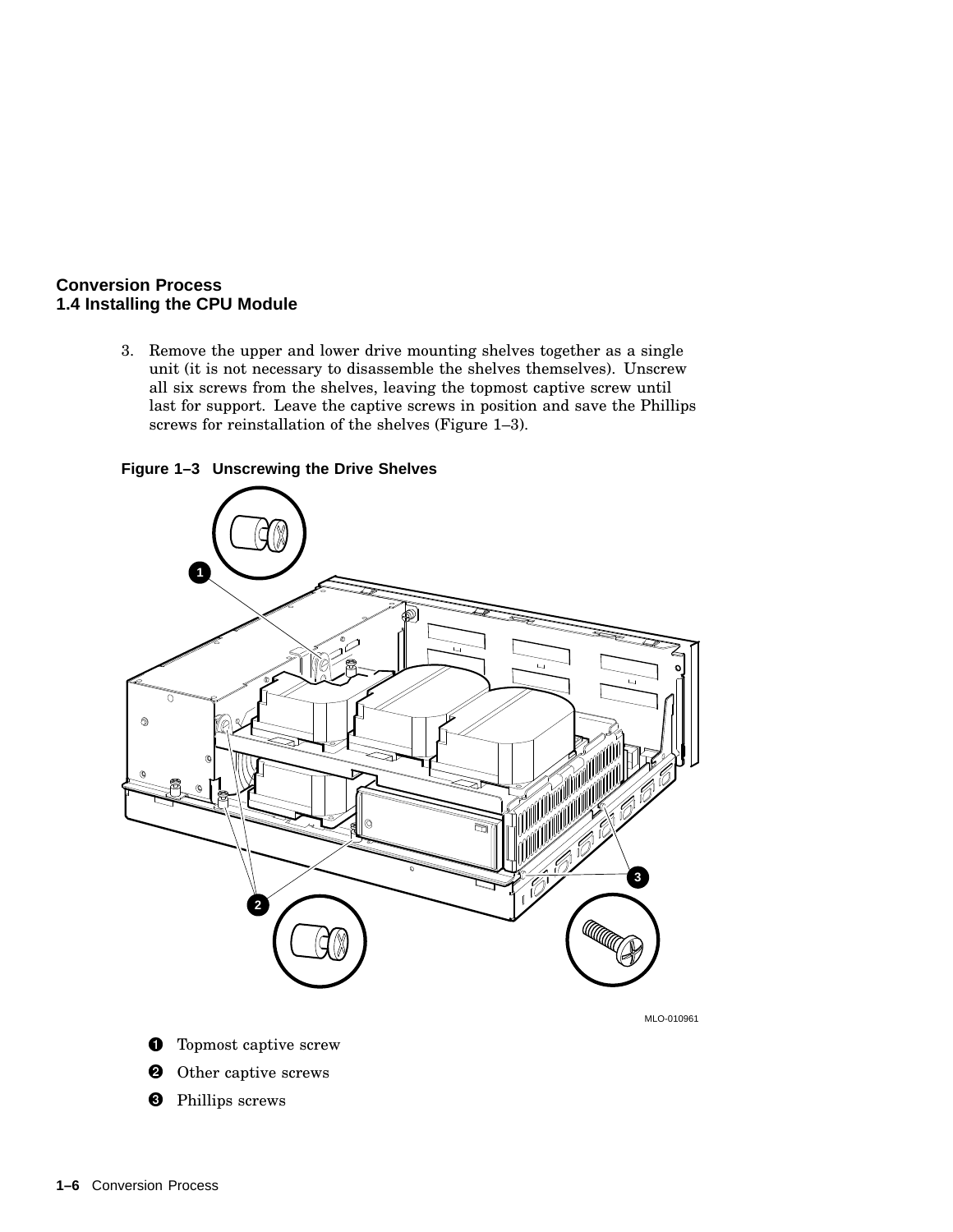**Conversion Process**
**1.4 Installing the CPU Module**

3. Remove the upper and lower drive mounting shelves together as a single unit (it is not necessary to disassemble the shelves themselves). Unscrew all six screws from the shelves, leaving the topmost captive screw until last for support. Leave the captive screws in position and save the Phillips screws for reinstallation of the shelves (Figure 1–3).

**Figure 1–3 Unscrewing the Drive Shelves**

MLO-010961

❶ Topmost captive screw

❷ Other captive screws

❸ Phillips screws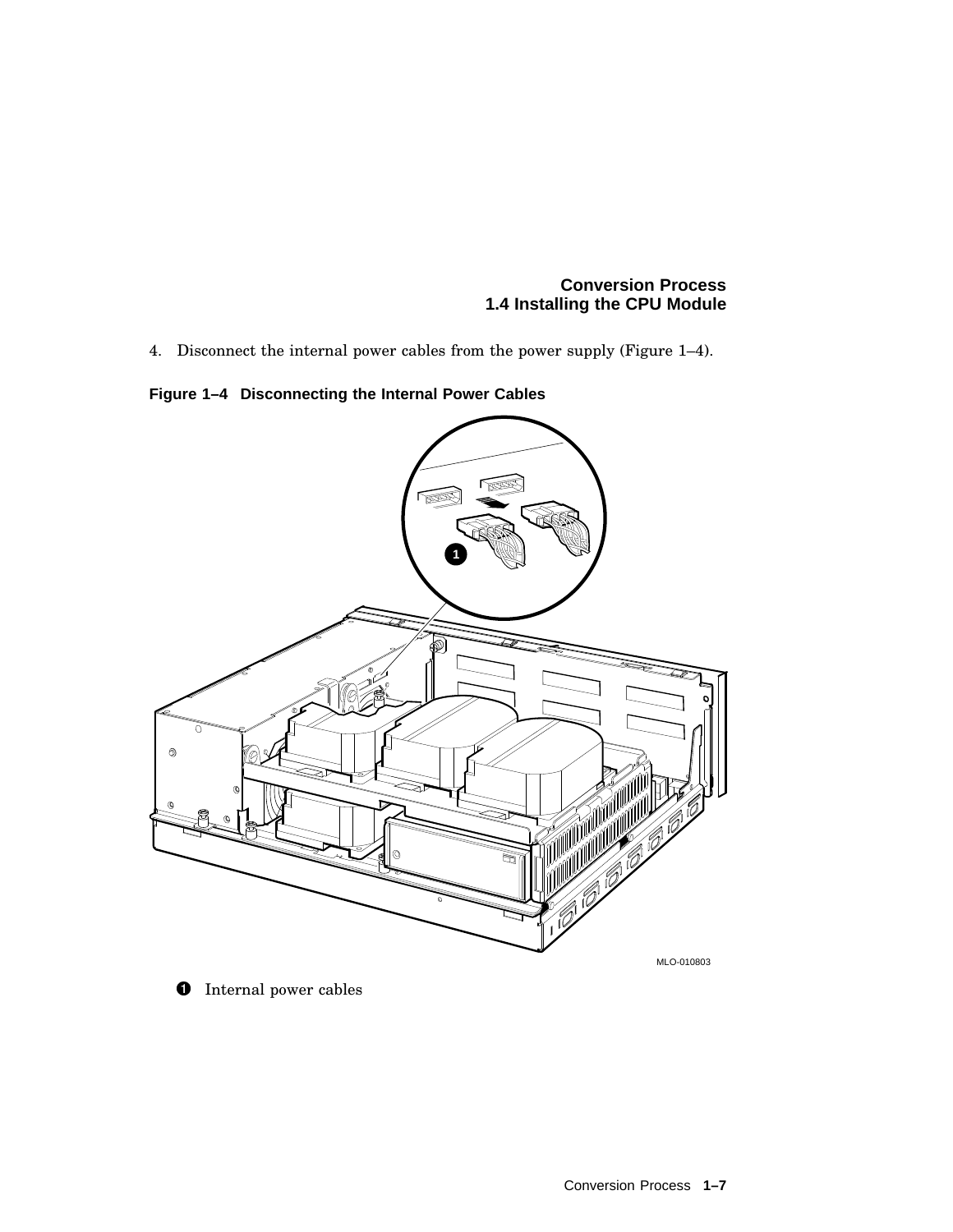4. Disconnect the internal power cables from the power supply (Figure 1–4).

**Figure 1–4 Disconnecting the Internal Power Cables**

MLO-010803

❶ Internal power cables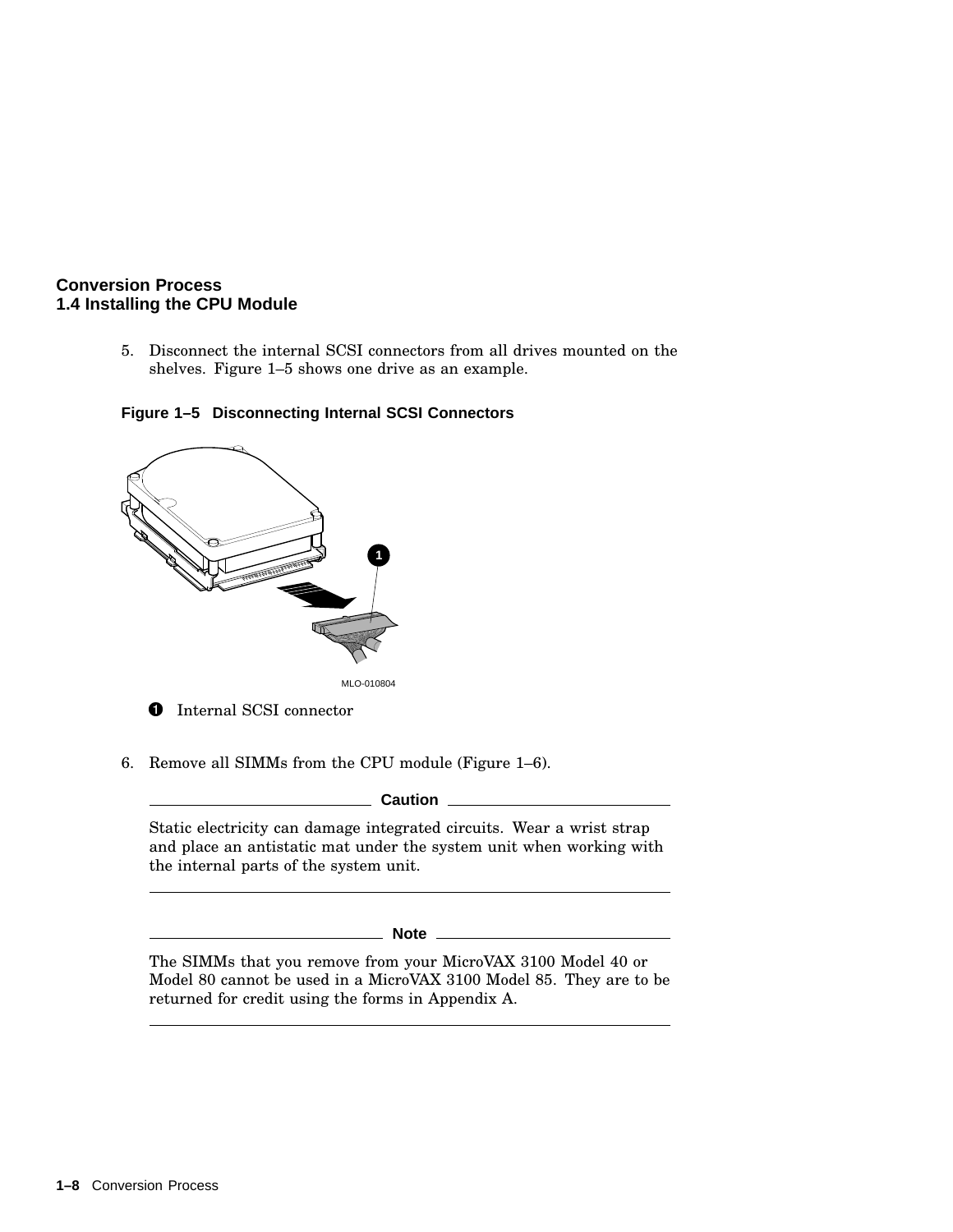5. Disconnect the internal SCSI connectors from all drives mounted on the shelves. Figure 1–5 shows one drive as an example.

**Figure 1–5 Disconnecting Internal SCSI Connectors**

MLO-010804

1. Internal SCSI connector

6. Remove all SIMMs from the CPU module (Figure 1–6).

**Caution**

Static electricity can damage integrated circuits. Wear a wrist strap and place an antistatic mat under the system unit when working with the internal parts of the system unit.

**Note**

The SIMMs that you remove from your MicroVAX 3100 Model 40 or Model 80 cannot be used in a MicroVAX 3100 Model 85. They are to be returned for credit using the forms in Appendix A.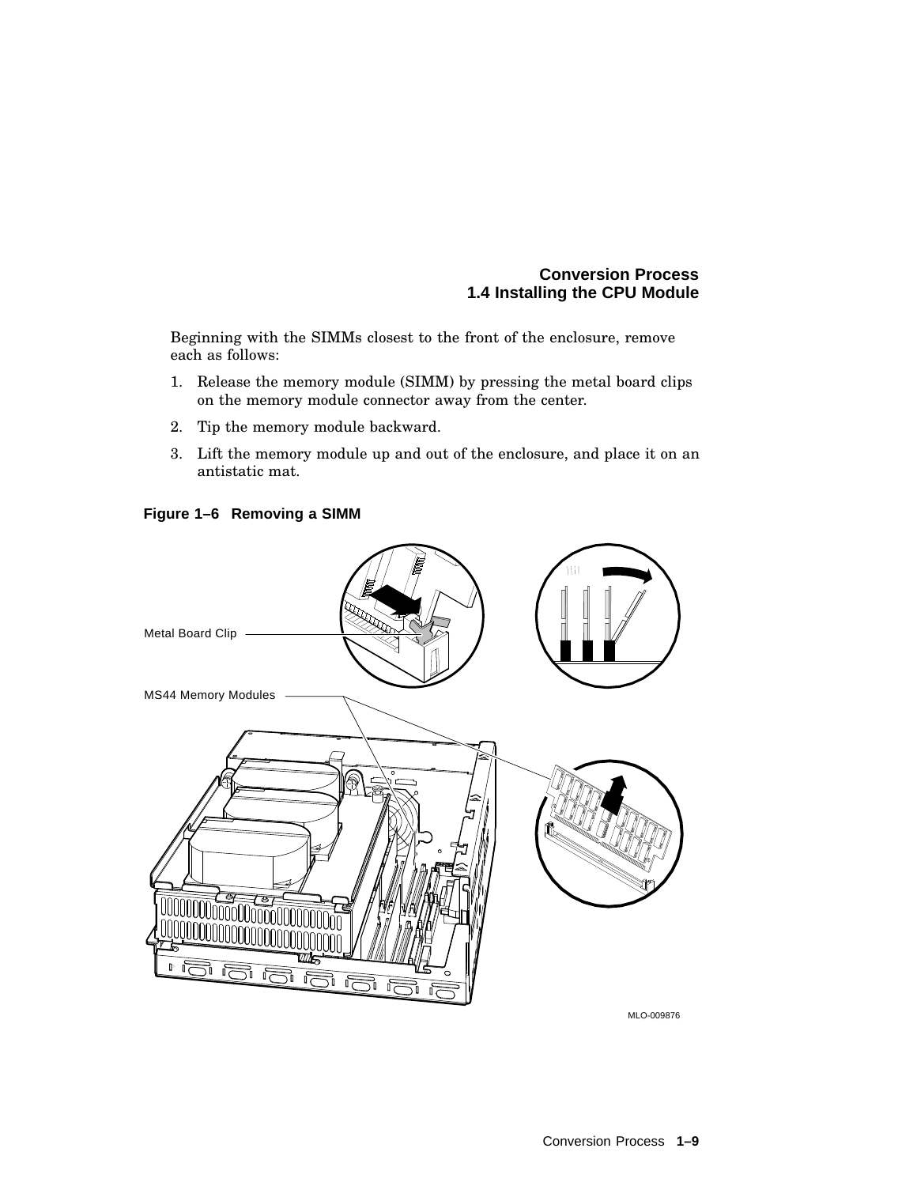Beginning with the SIMMs closest to the front of the enclosure, remove each as follows:

1. Release the memory module (SIMM) by pressing the metal board clips on the memory module connector away from the center.
2. Tip the memory module backward.
3. Lift the memory module up and out of the enclosure, and place it on an antistatic mat.

**Figure 1–6 Removing a SIMM**

Metal Board Clip

MS44 Memory Modules

MLO-009876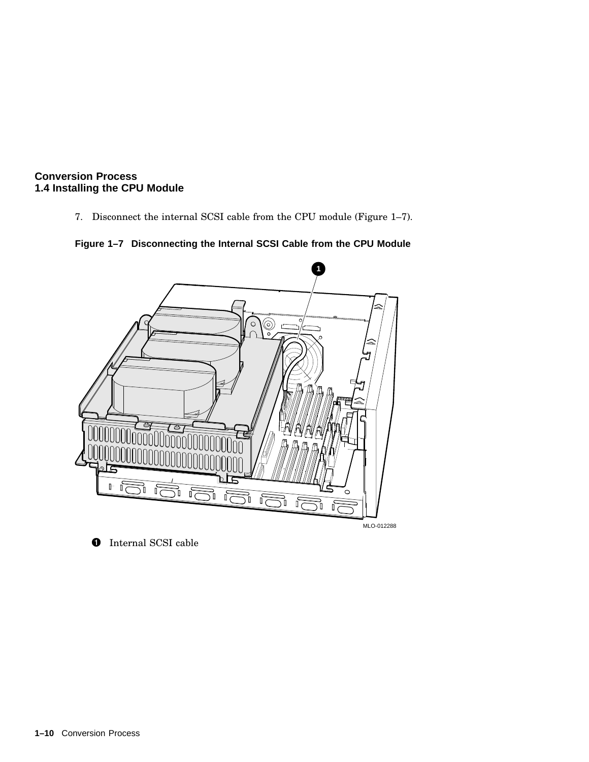7. Disconnect the internal SCSI cable from the CPU module (Figure 1–7).

**Figure 1–7 Disconnecting the Internal SCSI Cable from the CPU Module**

MLO-012288

1. Internal SCSI cable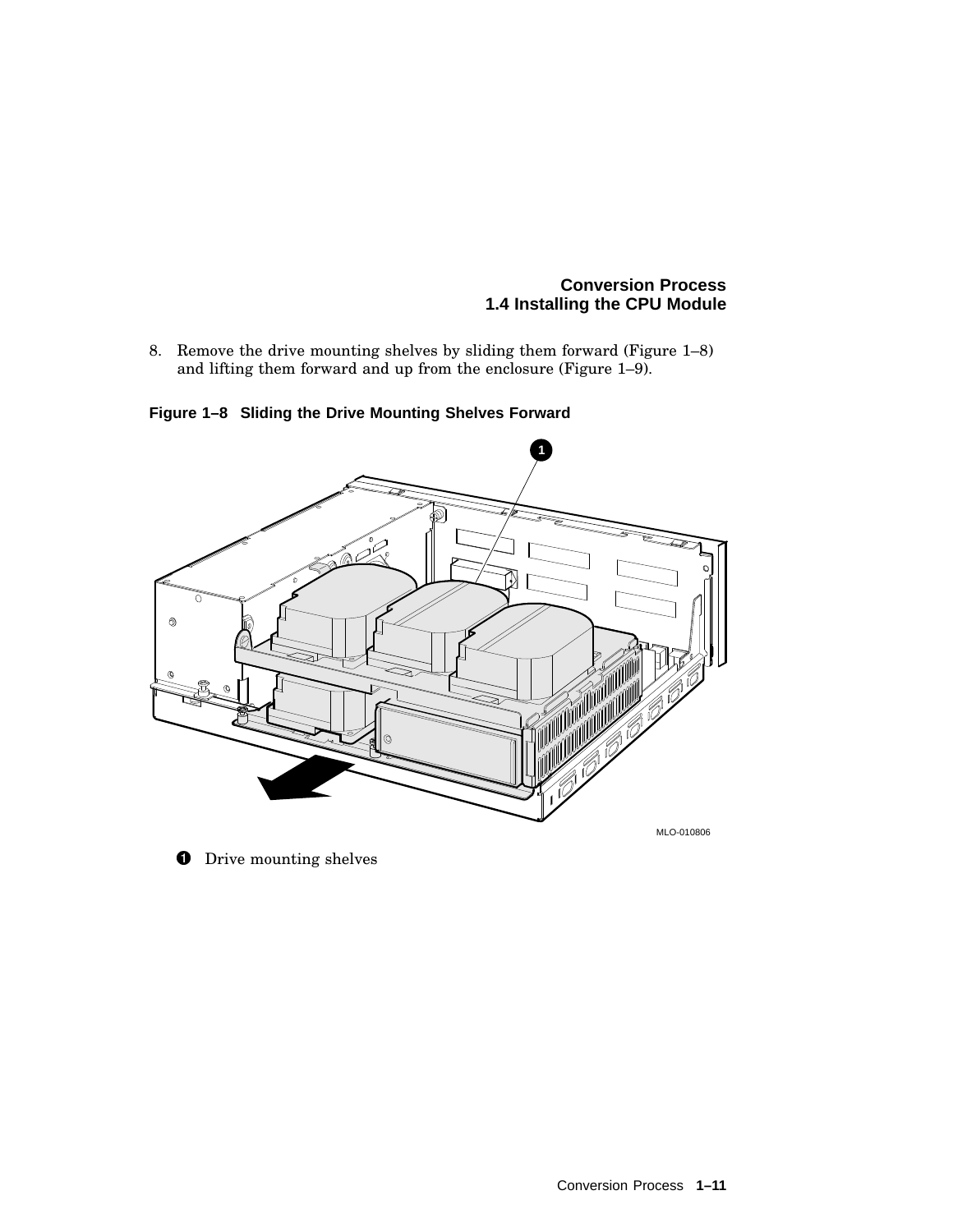8. Remove the drive mounting shelves by sliding them forward (Figure 1–8) and lifting them forward and up from the enclosure (Figure 1–9).

**Figure 1–8 Sliding the Drive Mounting Shelves Forward**

❶ Drive mounting shelves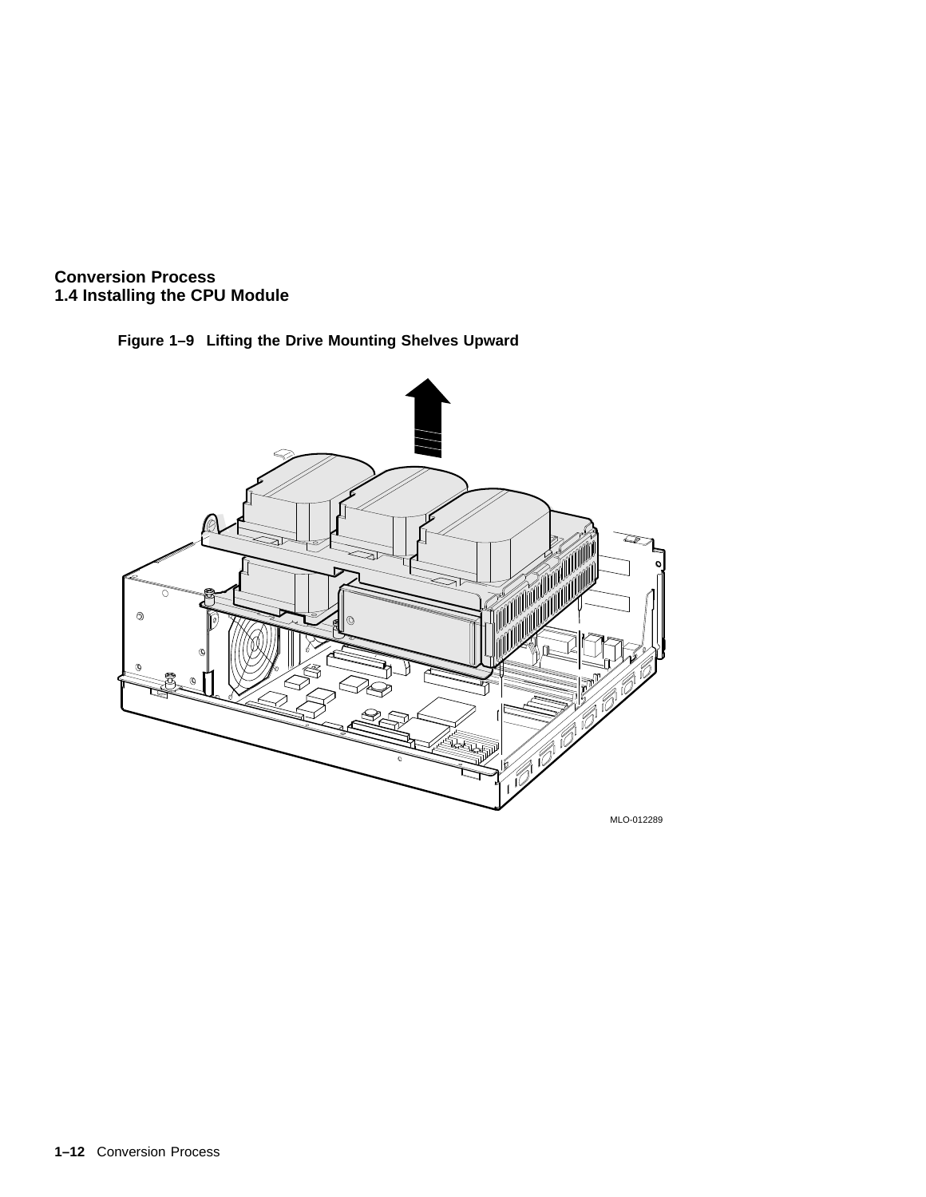Figure 1–9 Lifting the Drive Mounting Shelves Upward

MLO-012289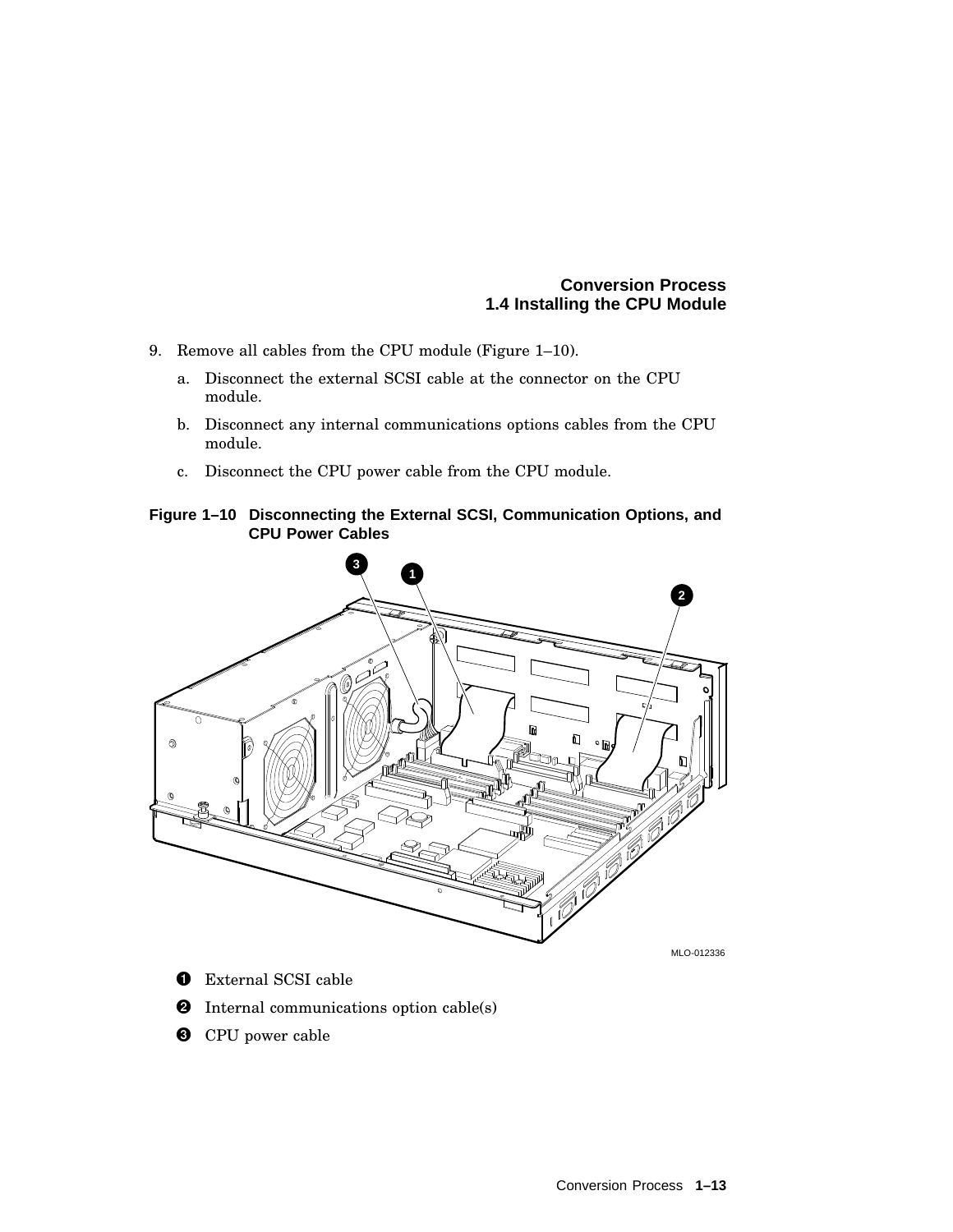9. Remove all cables from the CPU module (Figure 1–10).
   a. Disconnect the external SCSI cable at the connector on the CPU module.
   b. Disconnect any internal communications options cables from the CPU module.
   c. Disconnect the CPU power cable from the CPU module.

**Figure 1–10 Disconnecting the External SCSI, Communication Options, and CPU Power Cables**

MLO-012336

❶ External SCSI cable

❷ Internal communications option cable(s)

❸ CPU power cable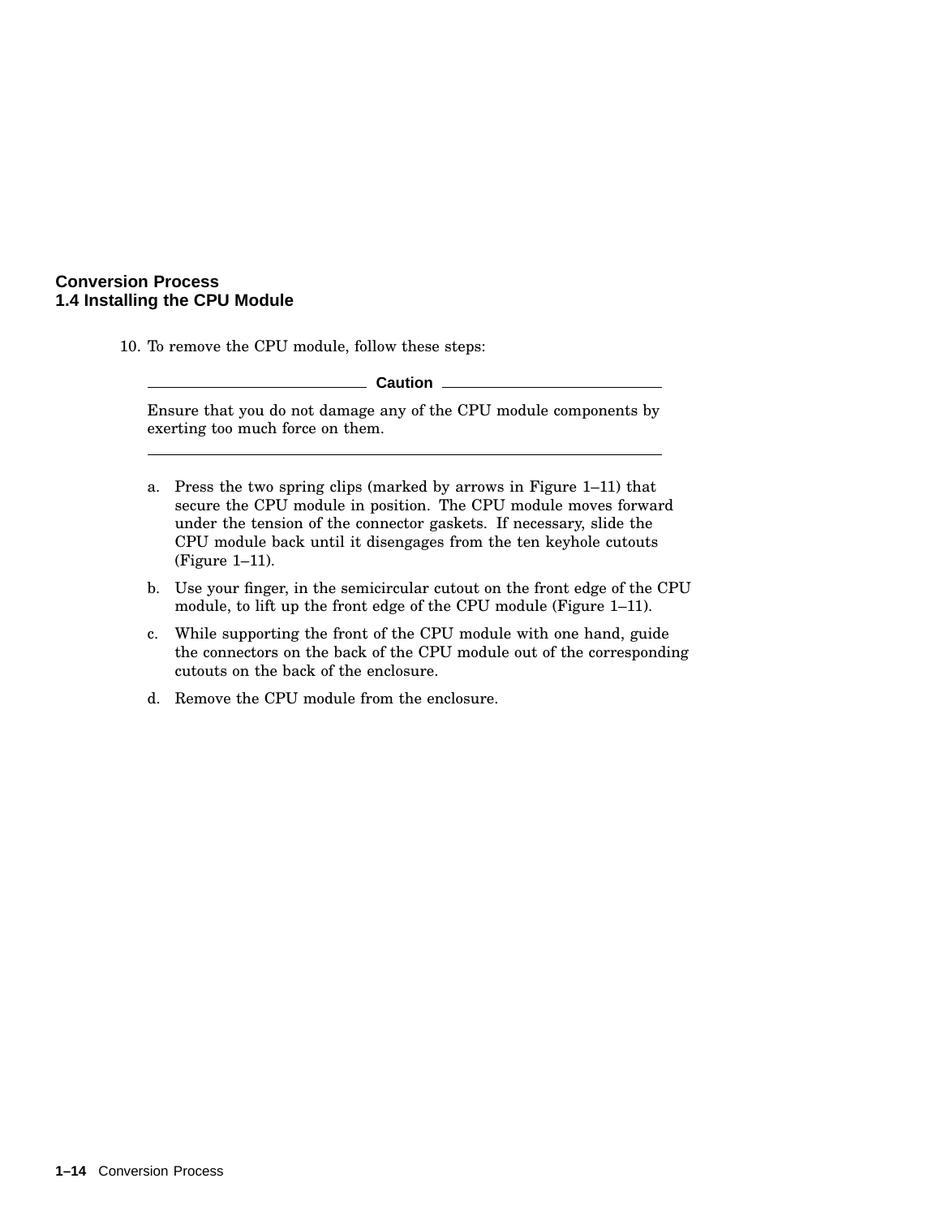10. To remove the CPU module, follow these steps:

**Caution**

Ensure that you do not damage any of the CPU module components by exerting too much force on them.

   a. Press the two spring clips (marked by arrows in Figure 1–11) that secure the CPU module in position. The CPU module moves forward under the tension of the connector gaskets. If necessary, slide the CPU module back until it disengages from the ten keyhole cutouts (Figure 1–11).
   b. Use your finger, in the semicircular cutout on the front edge of the CPU module, to lift up the front edge of the CPU module (Figure 1–11).
   c. While supporting the front of the CPU module with one hand, guide the connectors on the back of the CPU module out of the corresponding cutouts on the back of the enclosure.
   d. Remove the CPU module from the enclosure.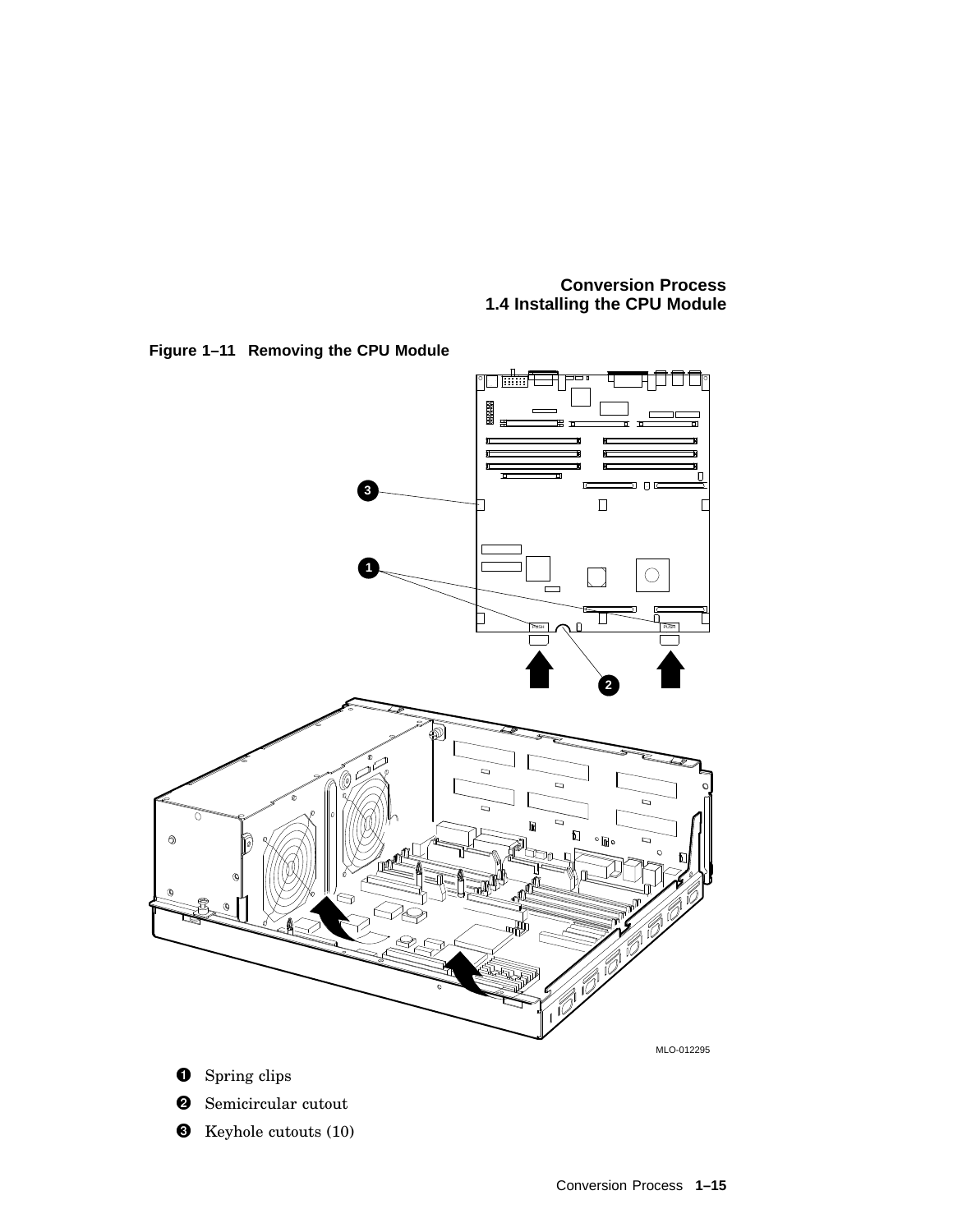**Figure 1–11 Removing the CPU Module**

MLO-012295

❶ Spring clips

❷ Semicircular cutout

❸ Keyhole cutouts (10)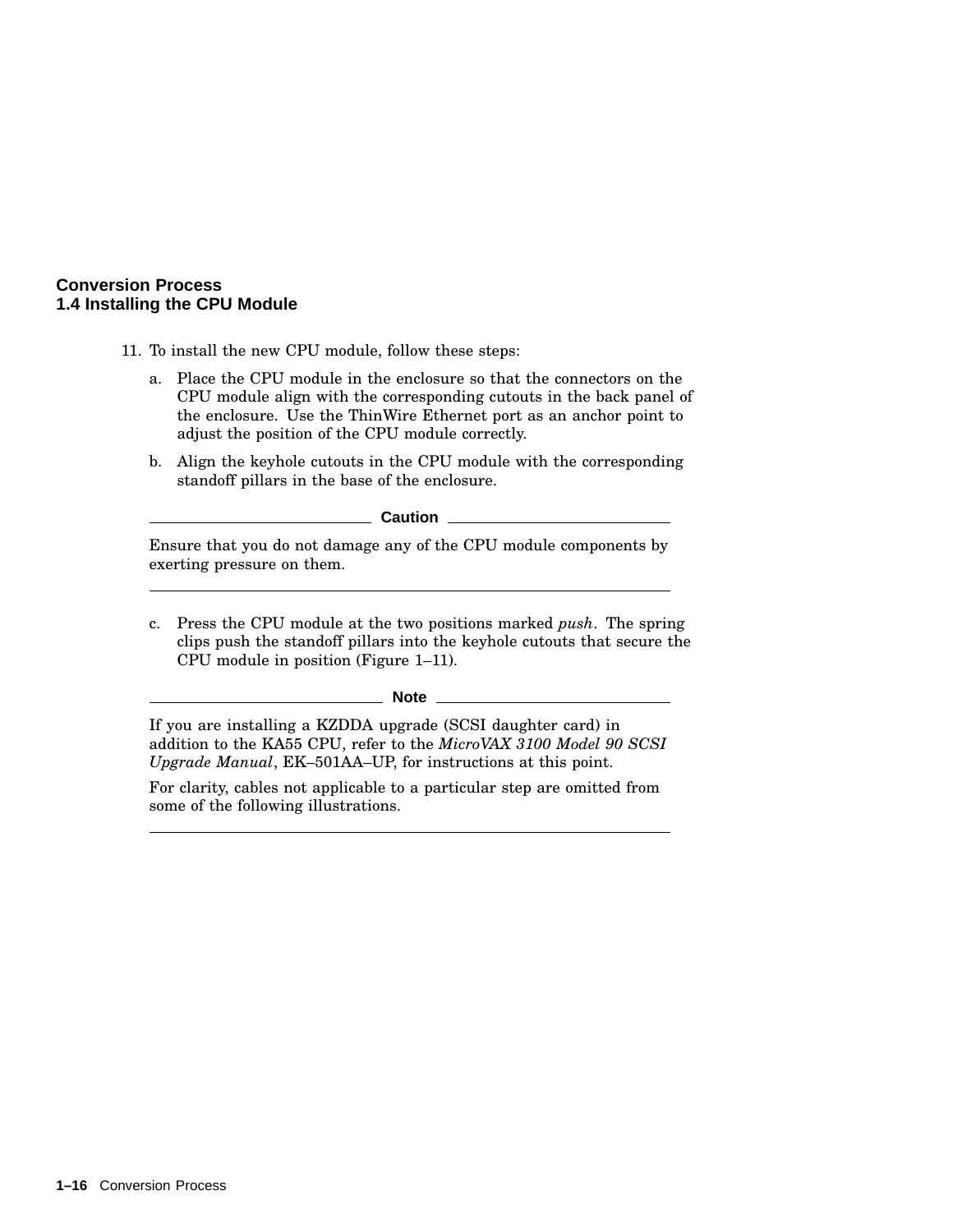## Conversion Process
### 1.4 Installing the CPU Module

11. To install the new CPU module, follow these steps:

    a. Place the CPU module in the enclosure so that the connectors on the CPU module align with the corresponding cutouts in the back panel of the enclosure. Use the ThinWire Ethernet port as an anchor point to adjust the position of the CPU module correctly.

    b. Align the keyhole cutouts in the CPU module with the corresponding standoff pillars in the base of the enclosure.

---

**Caution**

Ensure that you do not damage any of the CPU module components by exerting pressure on them.

---

    c. Press the CPU module at the two positions marked *push*. The spring clips push the standoff pillars into the keyhole cutouts that secure the CPU module in position (Figure 1–11).

---

**Note**

If you are installing a KZDDA upgrade (SCSI daughter card) in addition to the KA55 CPU, refer to the *MicroVAX 3100 Model 90 SCSI Upgrade Manual*, EK–501AA–UP, for instructions at this point.

For clarity, cables not applicable to a particular step are omitted from some of the following illustrations.

---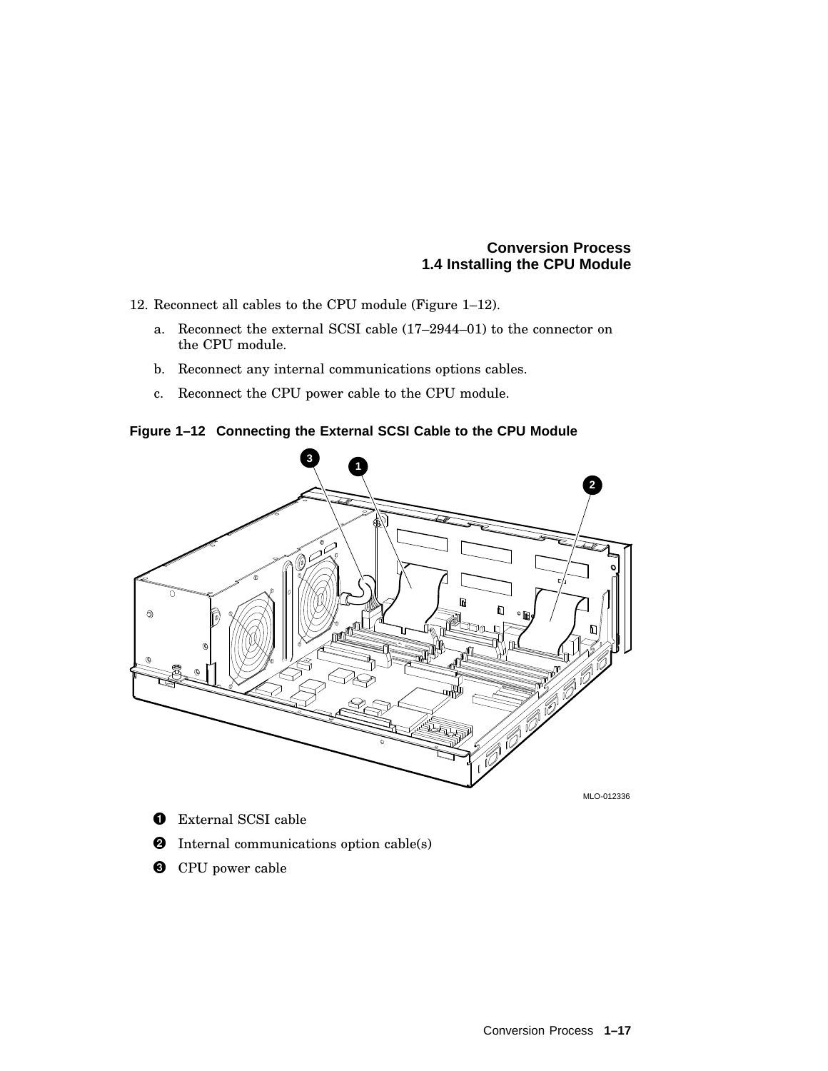12. Reconnect all cables to the CPU module (Figure 1–12).

    a. Reconnect the external SCSI cable (17–2944–01) to the connector on the CPU module.

    b. Reconnect any internal communications options cables.

    c. Reconnect the CPU power cable to the CPU module.

**Figure 1–12 Connecting the External SCSI Cable to the CPU Module**

MLO-012336

❶ External SCSI cable

❷ Internal communications option cable(s)

❸ CPU power cable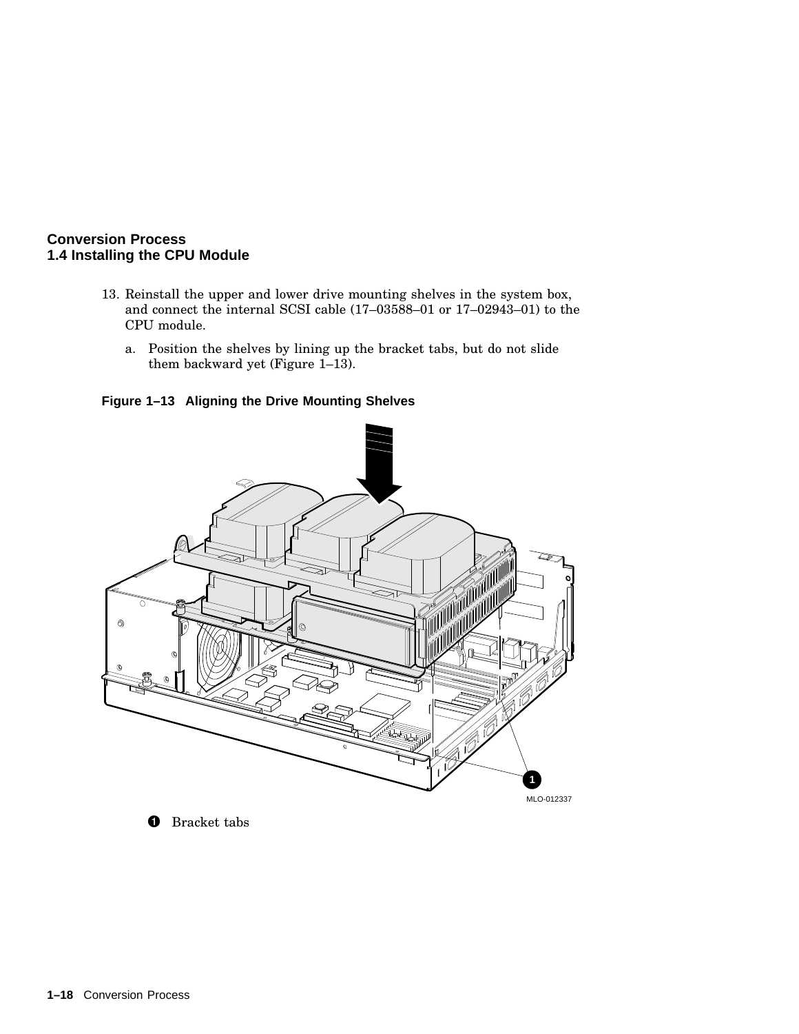**Conversion Process**
**1.4 Installing the CPU Module**

13. Reinstall the upper and lower drive mounting shelves in the system box, and connect the internal SCSI cable (17–03588–01 or 17–02943–01) to the CPU module.

    a. Position the shelves by lining up the bracket tabs, but do not slide them backward yet (Figure 1–13).

**Figure 1–13 Aligning the Drive Mounting Shelves**

MLO-012337

❶ Bracket tabs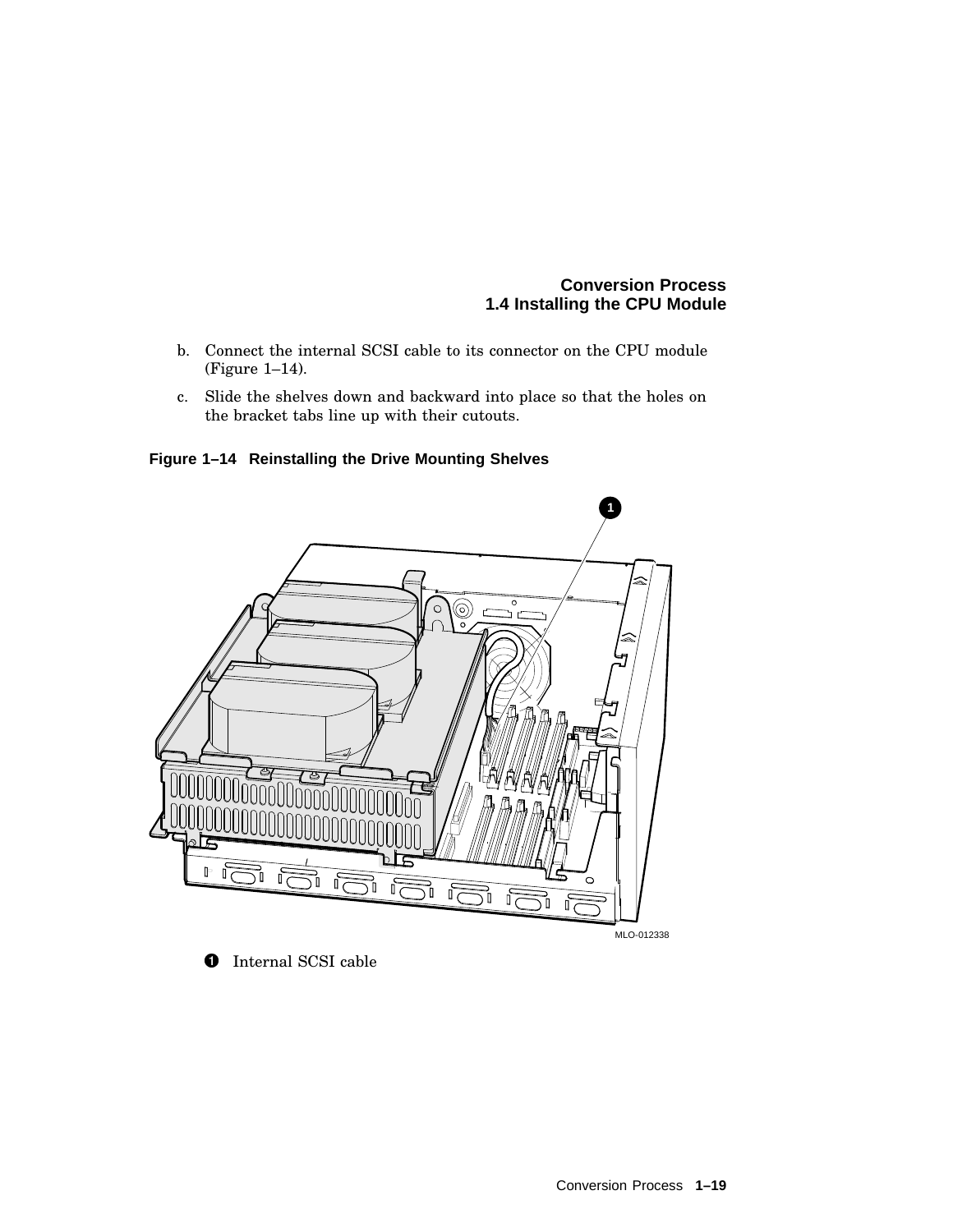b. Connect the internal SCSI cable to its connector on the CPU module (Figure 1–14).

c. Slide the shelves down and backward into place so that the holes on the bracket tabs line up with their cutouts.

**Figure 1–14 Reinstalling the Drive Mounting Shelves**

MLO-012338

1 Internal SCSI cable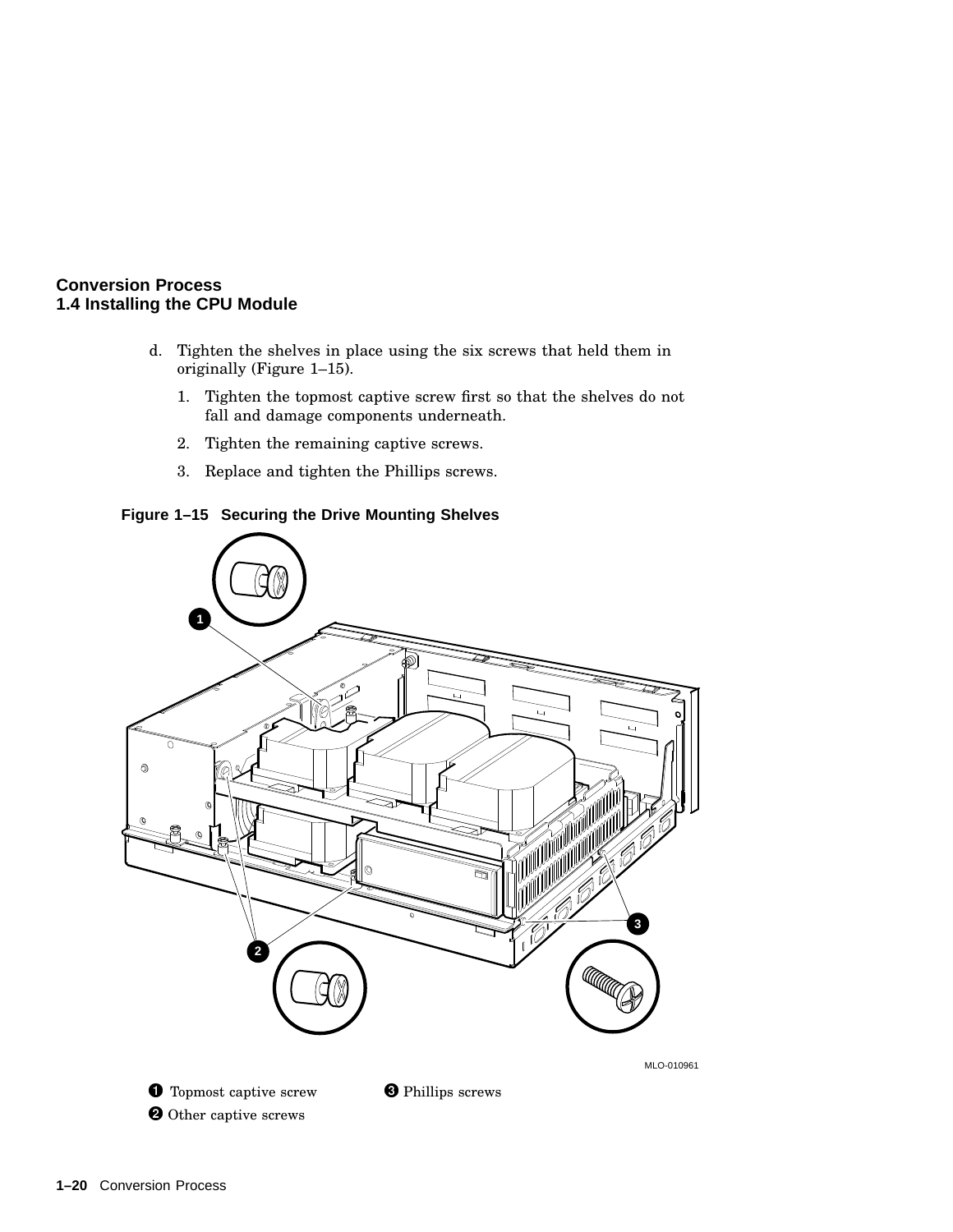## Conversion Process
### 1.4 Installing the CPU Module

d. Tighten the shelves in place using the six screws that held them in originally (Figure 1–15).

   1. Tighten the topmost captive screw first so that the shelves do not fall and damage components underneath.
   2. Tighten the remaining captive screws.
   3. Replace and tighten the Phillips screws.

**Figure 1–15 Securing the Drive Mounting Shelves**

MLO-010961

❶ Topmost captive screw
❷ Other captive screws
❸ Phillips screws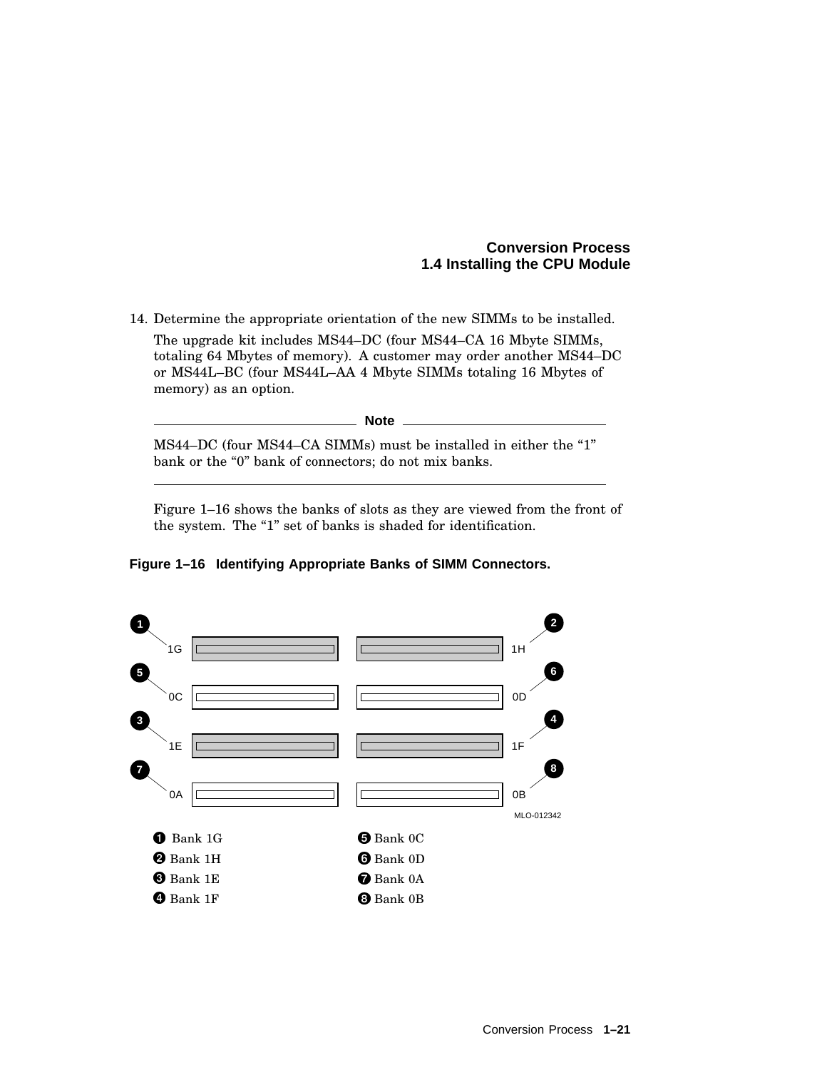14. Determine the appropriate orientation of the new SIMMs to be installed.

    The upgrade kit includes MS44–DC (four MS44–CA 16 Mbyte SIMMs, totaling 64 Mbytes of memory). A customer may order another MS44–DC or MS44L–BC (four MS44L–AA 4 Mbyte SIMMs totaling 16 Mbytes of memory) as an option.

    **Note**

    MS44–DC (four MS44–CA SIMMs) must be installed in either the “1” bank or the “0” bank of connectors; do not mix banks.

    Figure 1–16 shows the banks of slots as they are viewed from the front of the system. The “1” set of banks is shaded for identification.

**Figure 1–16 Identifying Appropriate Banks of SIMM Connectors.**

| | |
|---|---|
| ❶ Bank 1G | ❺ Bank 0C |
| ❷ Bank 1H | ❻ Bank 0D |
| ❸ Bank 1E | ❼ Bank 0A |
| ❹ Bank 1F | ❽ Bank 0B |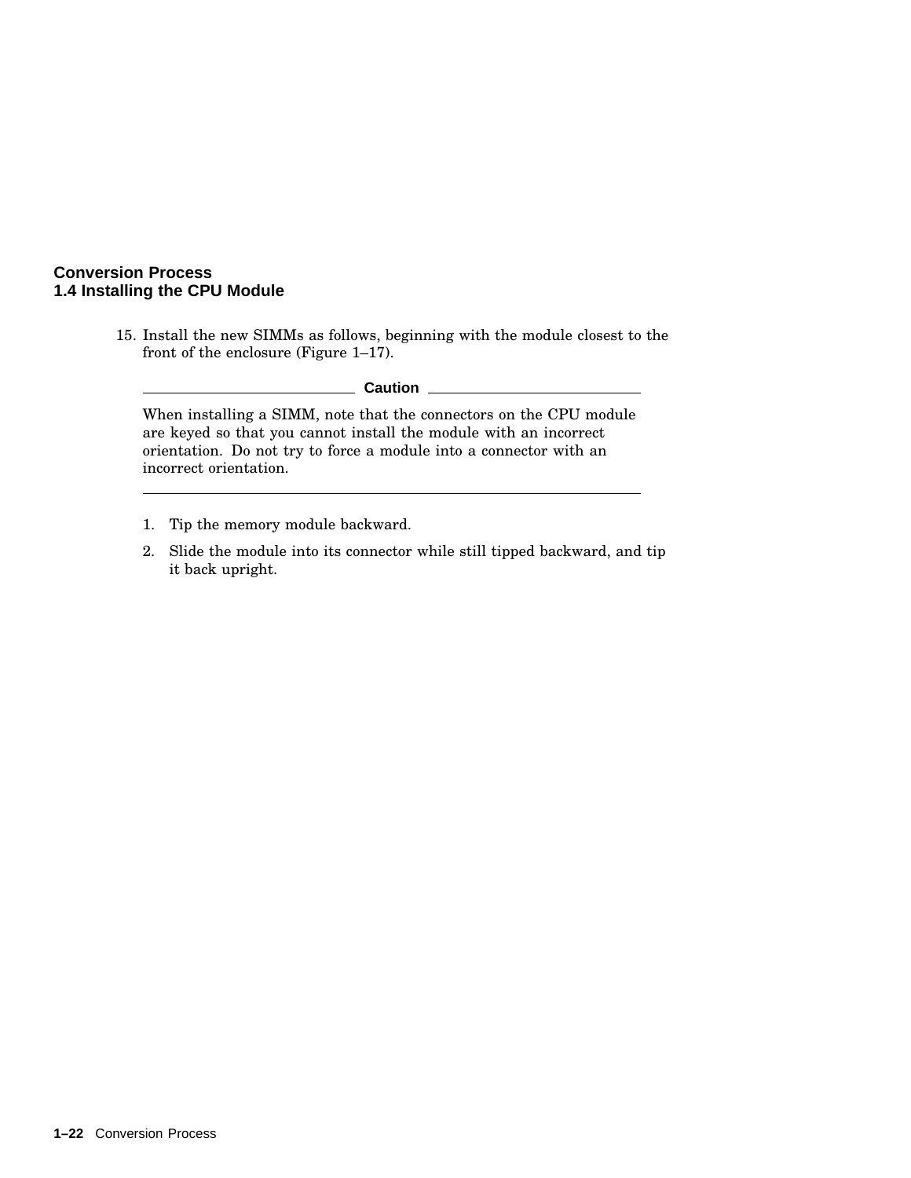15. Install the new SIMMs as follows, beginning with the module closest to the front of the enclosure (Figure 1–17).

**Caution**

When installing a SIMM, note that the connectors on the CPU module are keyed so that you cannot install the module with an incorrect orientation. Do not try to force a module into a connector with an incorrect orientation.

---

   1. Tip the memory module backward.
   2. Slide the module into its connector while still tipped backward, and tip it back upright.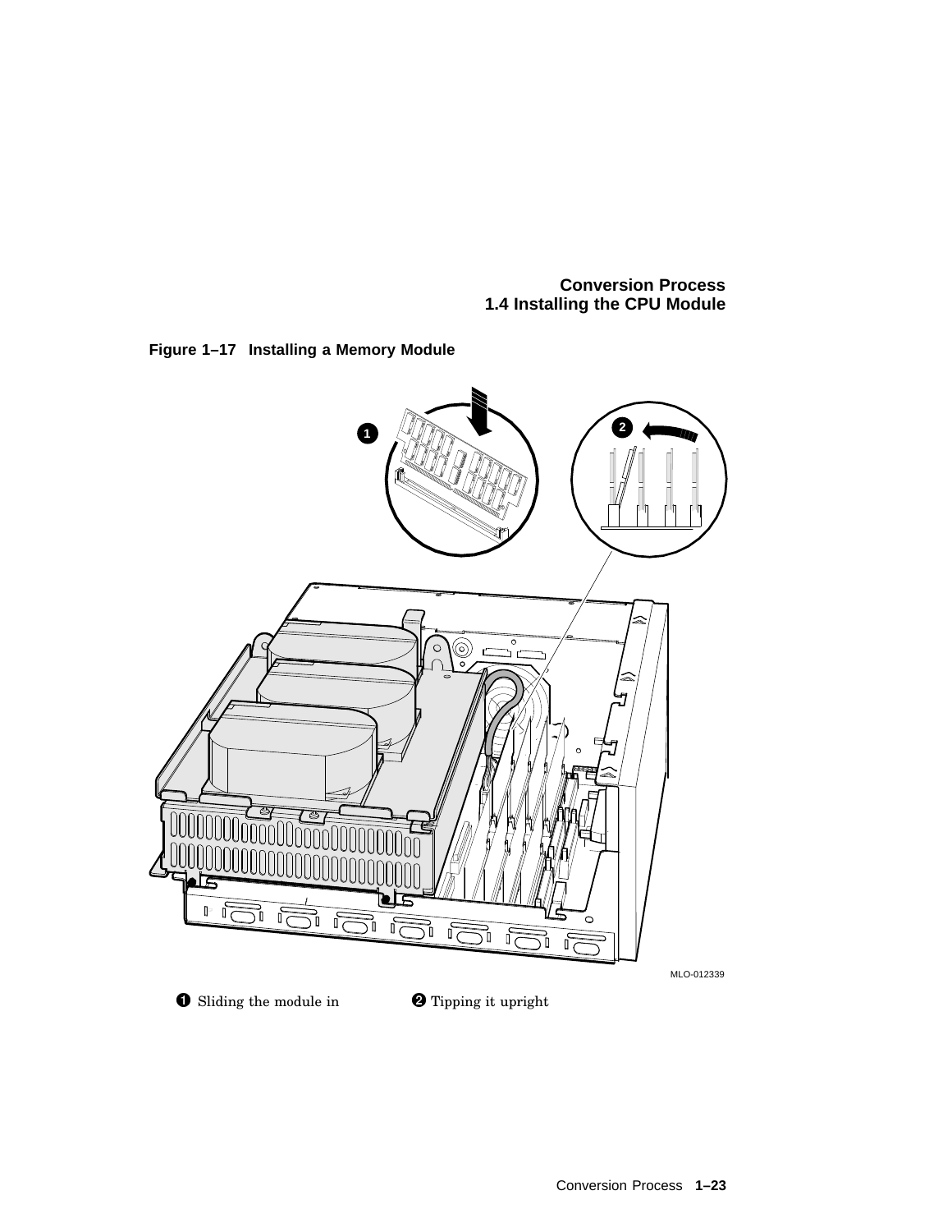**Figure 1–17 Installing a Memory Module**

MLO-012339

❶ Sliding the module in ❷ Tipping it upright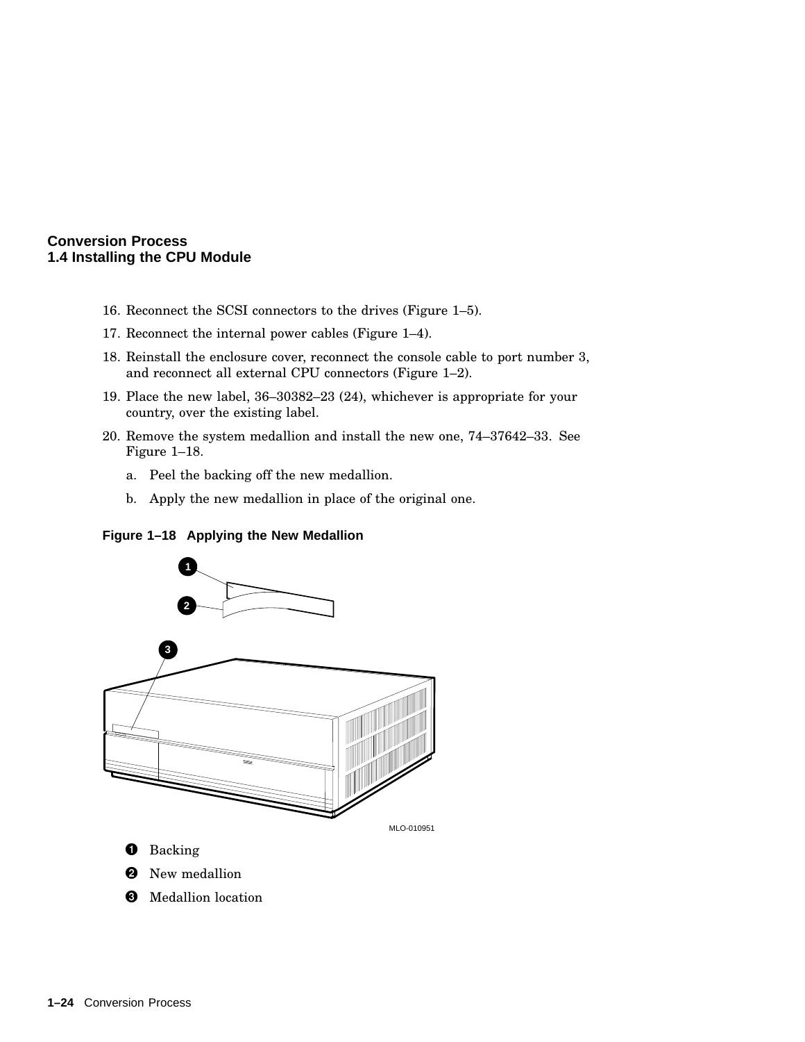## Conversion Process
### 1.4 Installing the CPU Module

16. Reconnect the SCSI connectors to the drives (Figure 1–5).
17. Reconnect the internal power cables (Figure 1–4).
18. Reinstall the enclosure cover, reconnect the console cable to port number 3, and reconnect all external CPU connectors (Figure 1–2).
19. Place the new label, 36–30382–23 (24), whichever is appropriate for your country, over the existing label.
20. Remove the system medallion and install the new one, 74–37642–33. See Figure 1–18.
    a. Peel the backing off the new medallion.
    b. Apply the new medallion in place of the original one.

**Figure 1–18 Applying the New Medallion**

MLO-010951

❶ Backing

❷ New medallion

❸ Medallion location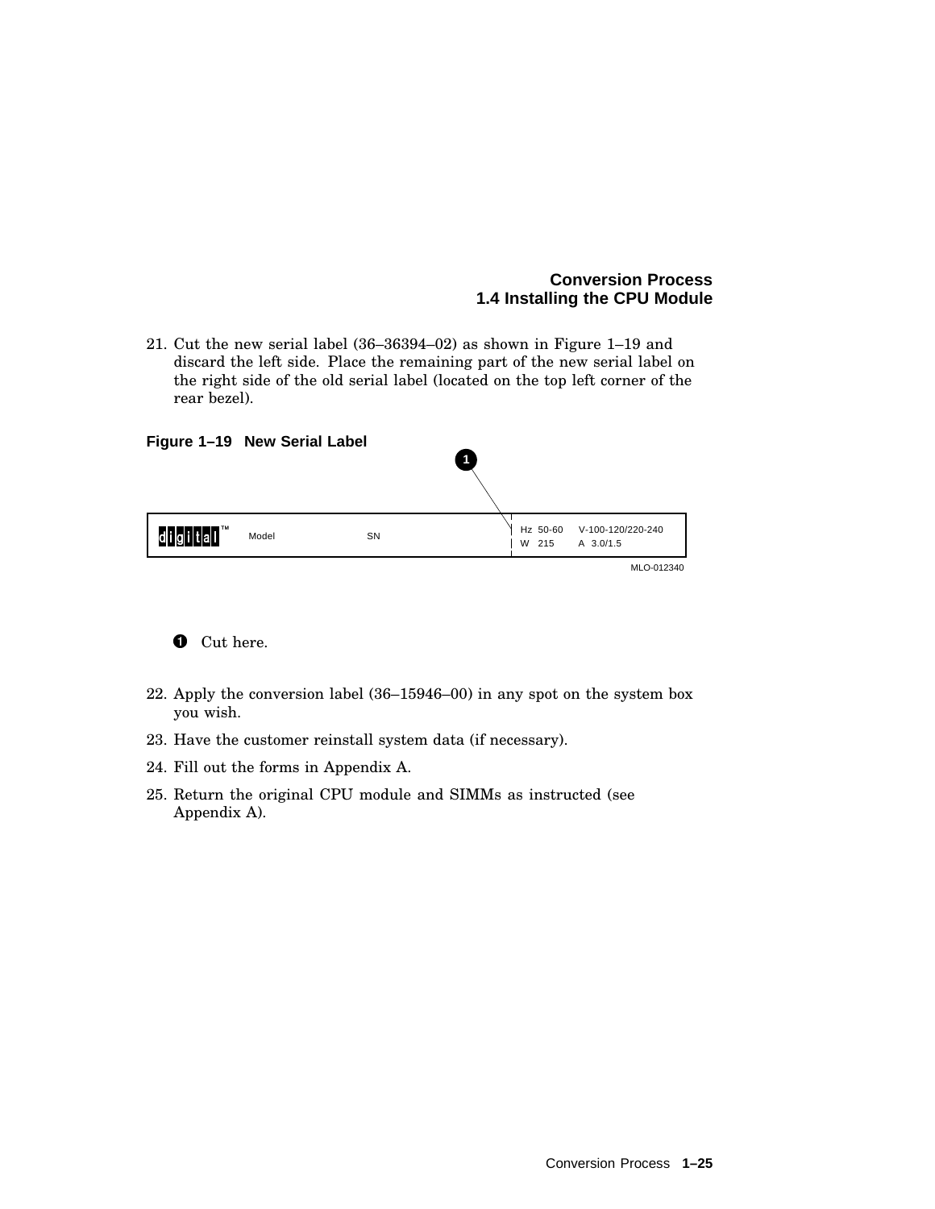21. Cut the new serial label (36–36394–02) as shown in Figure 1–19 and discard the left side. Place the remaining part of the new serial label on the right side of the old serial label (located on the top left corner of the rear bezel).

**Figure 1–19 New Serial Label**

1

digital™ Model SN Hz 50-60 V-100-120/220-240 W 215 A 3.0/1.5

MLO-012340

1 Cut here.

22. Apply the conversion label (36–15946–00) in any spot on the system box you wish.
23. Have the customer reinstall system data (if necessary).
24. Fill out the forms in Appendix A.
25. Return the original CPU module and SIMMs as instructed (see Appendix A).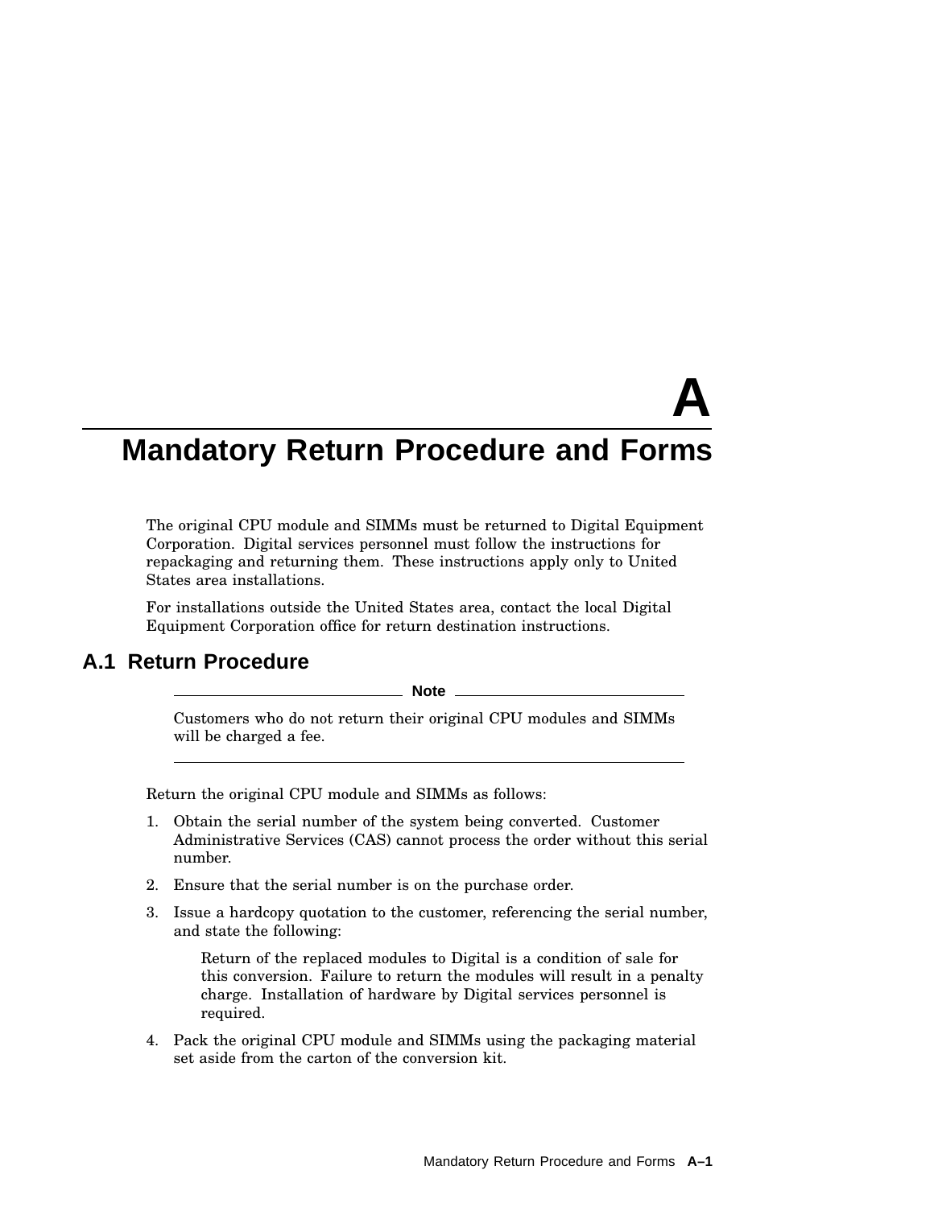# A Mandatory Return Procedure and Forms

The original CPU module and SIMMs must be returned to Digital Equipment Corporation. Digital services personnel must follow the instructions for repackaging and returning them. These instructions apply only to United States area installations.

For installations outside the United States area, contact the local Digital Equipment Corporation office for return destination instructions.

## A.1 Return Procedure

---

**Note**

Customers who do not return their original CPU modules and SIMMs will be charged a fee.

---

Return the original CPU module and SIMMs as follows:

1. Obtain the serial number of the system being converted. Customer Administrative Services (CAS) cannot process the order without this serial number.
2. Ensure that the serial number is on the purchase order.
3. Issue a hardcopy quotation to the customer, referencing the serial number, and state the following:

   > Return of the replaced modules to Digital is a condition of sale for this conversion. Failure to return the modules will result in a penalty charge. Installation of hardware by Digital services personnel is required.

4. Pack the original CPU module and SIMMs using the packaging material set aside from the carton of the conversion kit.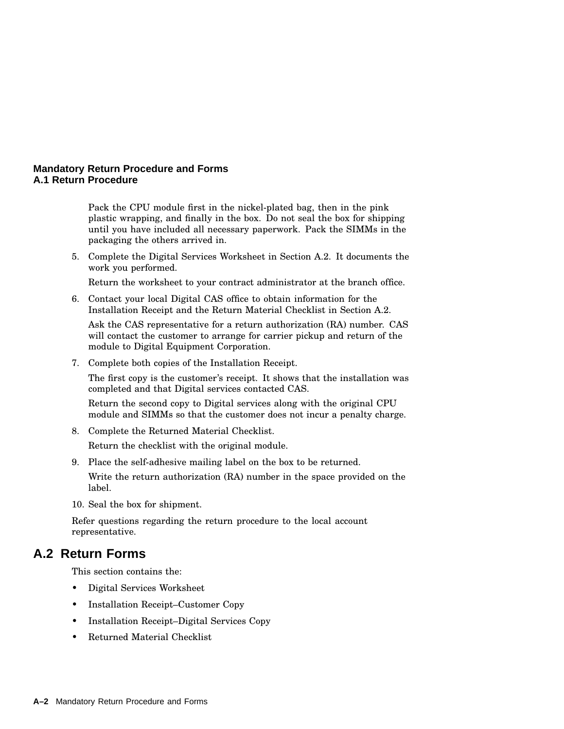Pack the CPU module first in the nickel-plated bag, then in the pink plastic wrapping, and finally in the box. Do not seal the box for shipping until you have included all necessary paperwork. Pack the SIMMs in the packaging the others arrived in.

5. Complete the Digital Services Worksheet in Section A.2. It documents the work you performed.

   Return the worksheet to your contract administrator at the branch office.

6. Contact your local Digital CAS office to obtain information for the Installation Receipt and the Return Material Checklist in Section A.2.

   Ask the CAS representative for a return authorization (RA) number. CAS will contact the customer to arrange for carrier pickup and return of the module to Digital Equipment Corporation.

7. Complete both copies of the Installation Receipt.

   The first copy is the customer's receipt. It shows that the installation was completed and that Digital services contacted CAS.

   Return the second copy to Digital services along with the original CPU module and SIMMs so that the customer does not incur a penalty charge.

8. Complete the Returned Material Checklist.

   Return the checklist with the original module.

9. Place the self-adhesive mailing label on the box to be returned.

   Write the return authorization (RA) number in the space provided on the label.

10. Seal the box for shipment.

Refer questions regarding the return procedure to the local account representative.

## A.2 Return Forms

This section contains the:

- Digital Services Worksheet
- Installation Receipt–Customer Copy
- Installation Receipt–Digital Services Copy
- Returned Material Checklist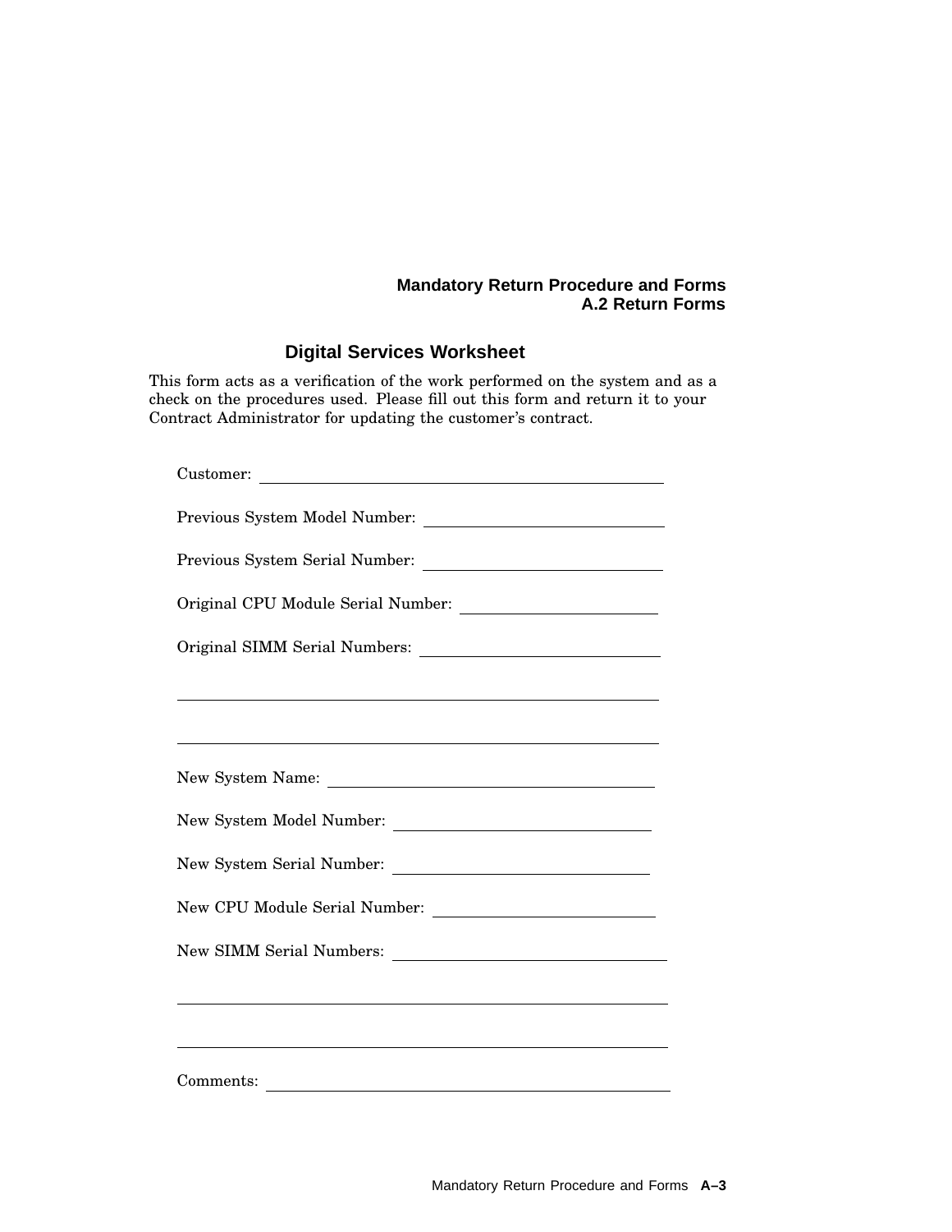## Digital Services Worksheet

This form acts as a verification of the work performed on the system and as a check on the procedures used. Please fill out this form and return it to your Contract Administrator for updating the customer's contract.

Customer: ____________________________________________

Previous System Model Number: __________________________

Previous System Serial Number: __________________________

Original CPU Module Serial Number: ______________________

Original SIMM Serial Numbers: ___________________________

________________________________________________________

________________________________________________________

New System Name: ______________________________________

New System Model Number: ______________________________

New System Serial Number: _______________________________

New CPU Module Serial Number: __________________________

New SIMM Serial Numbers: _______________________________

________________________________________________________

________________________________________________________

Comments: ______________________________________________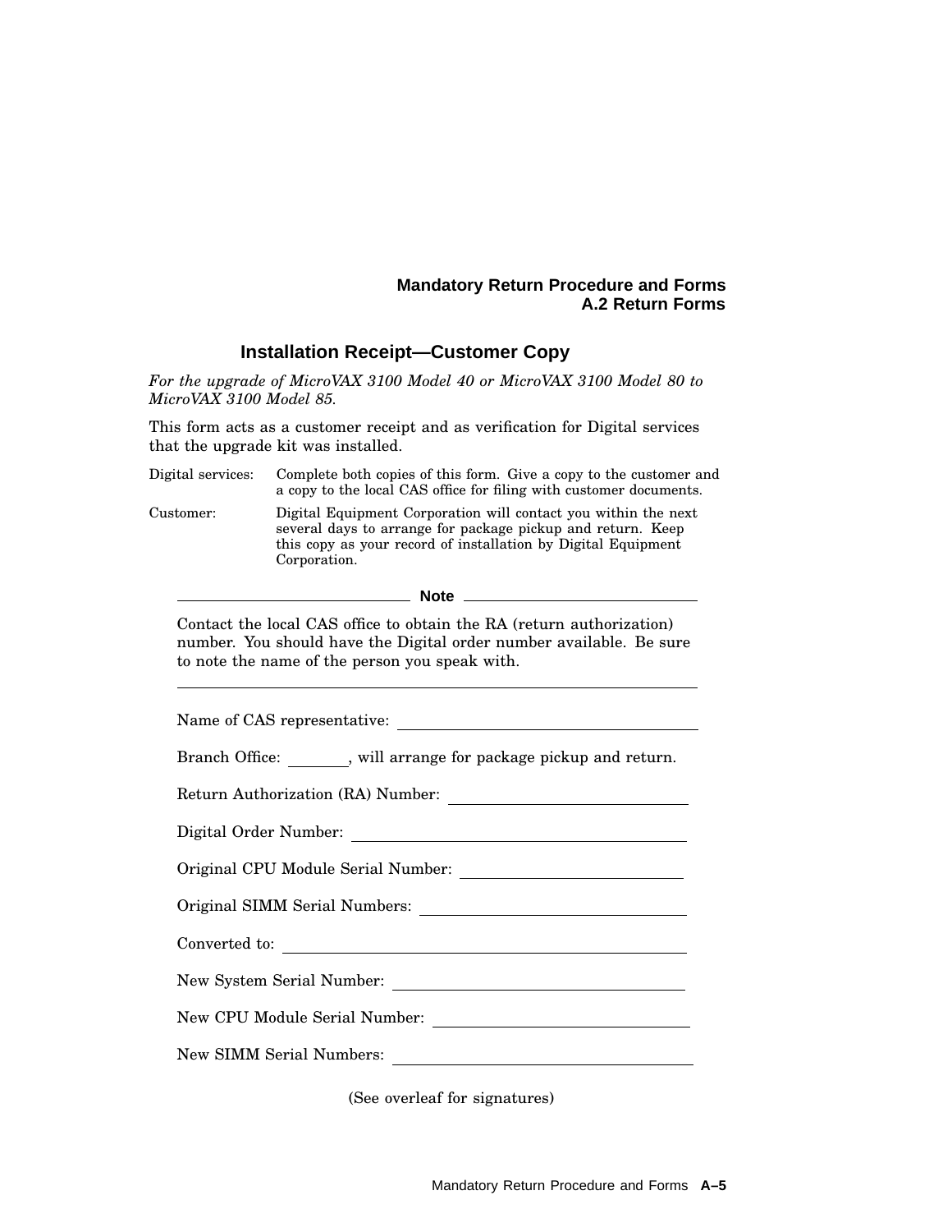### Installation Receipt—Customer Copy

*For the upgrade of MicroVAX 3100 Model 40 or MicroVAX 3100 Model 80 to MicroVAX 3100 Model 85.*

This form acts as a customer receipt and as verification for Digital services that the upgrade kit was installed.

| | |
|---|---|
| Digital services: | Complete both copies of this form. Give a copy to the customer and a copy to the local CAS office for filing with customer documents. |
| Customer: | Digital Equipment Corporation will contact you within the next several days to arrange for package pickup and return. Keep this copy as your record of installation by Digital Equipment Corporation. |

**Note**

Contact the local CAS office to obtain the RA (return authorization) number. You should have the Digital order number available. Be sure to note the name of the person you speak with.

---

Name of CAS representative: ______________________________

Branch Office: ________, will arrange for package pickup and return.

Return Authorization (RA) Number: ______________________________

Digital Order Number: ______________________________

Original CPU Module Serial Number: ______________________________

Original SIMM Serial Numbers: ______________________________

Converted to: ______________________________

New System Serial Number: ______________________________

New CPU Module Serial Number: ______________________________

New SIMM Serial Numbers: ______________________________

(See overleaf for signatures)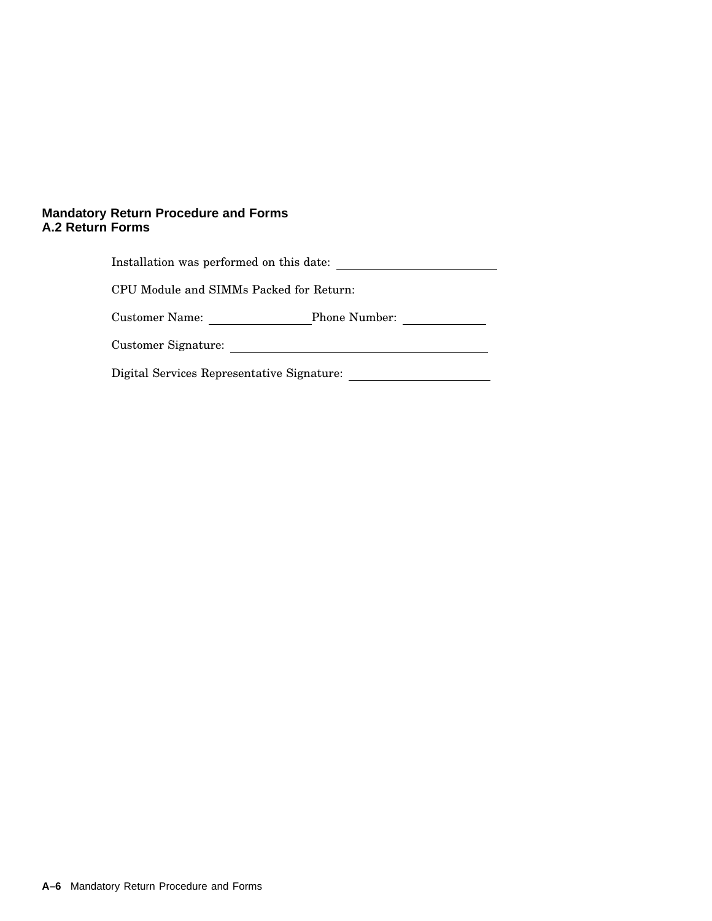Installation was performed on this date: ______________________

CPU Module and SIMMs Packed for Return:

Customer Name: ______________ Phone Number: ___________

Customer Signature: ____________________________________

Digital Services Representative Signature: ____________________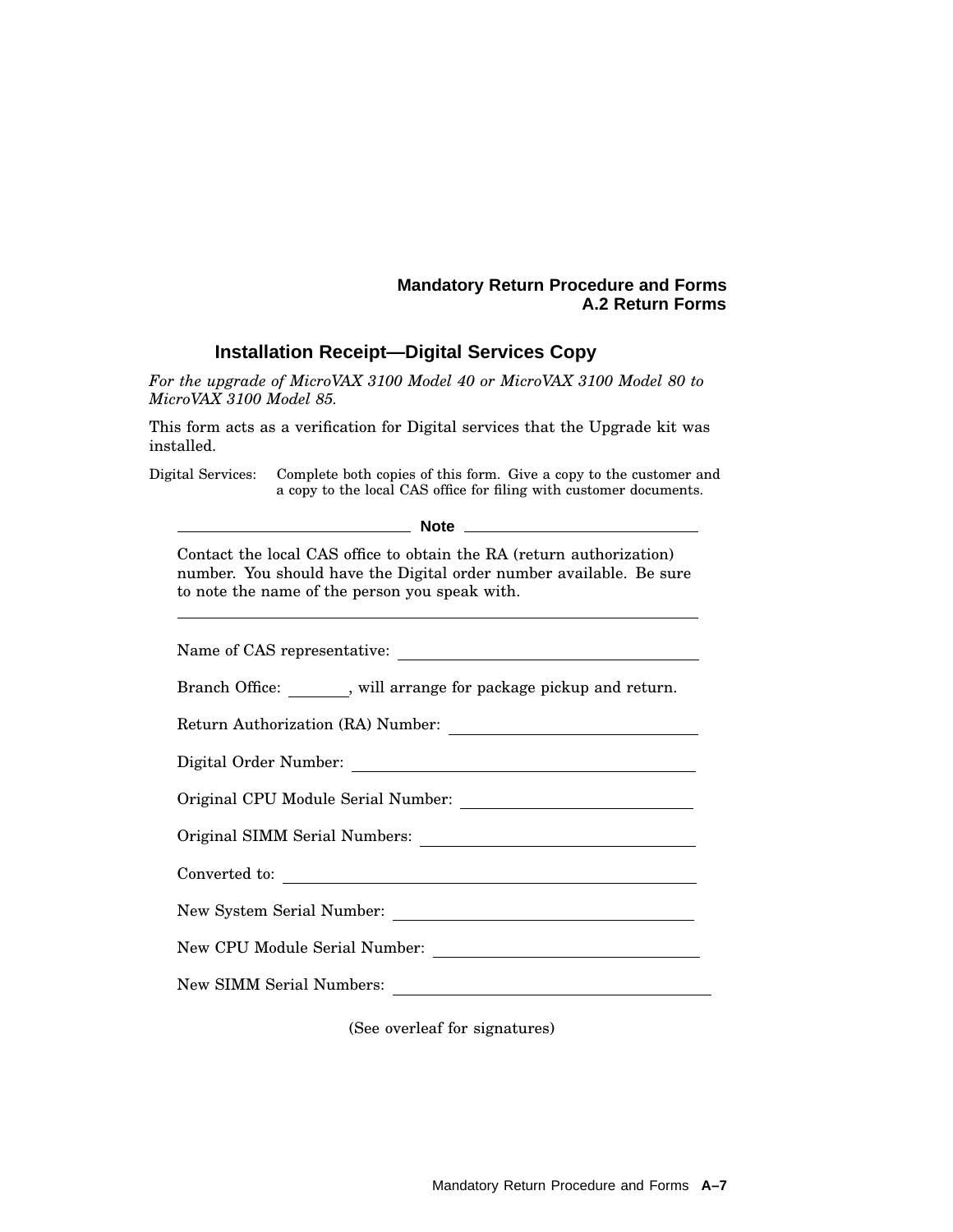### Installation Receipt—Digital Services Copy

*For the upgrade of MicroVAX 3100 Model 40 or MicroVAX 3100 Model 80 to MicroVAX 3100 Model 85.*

This form acts as a verification for Digital services that the Upgrade kit was installed.

Digital Services: Complete both copies of this form. Give a copy to the customer and a copy to the local CAS office for filing with customer documents.

---

**Note**

Contact the local CAS office to obtain the RA (return authorization) number. You should have the Digital order number available. Be sure to note the name of the person you speak with.

---

Name of CAS representative: ______________________________

Branch Office: ________, will arrange for package pickup and return.

Return Authorization (RA) Number: ______________________________

Digital Order Number: ______________________________

Original CPU Module Serial Number: ______________________________

Original SIMM Serial Numbers: ______________________________

Converted to: ______________________________

New System Serial Number: ______________________________

New CPU Module Serial Number: ______________________________

New SIMM Serial Numbers: ______________________________

(See overleaf for signatures)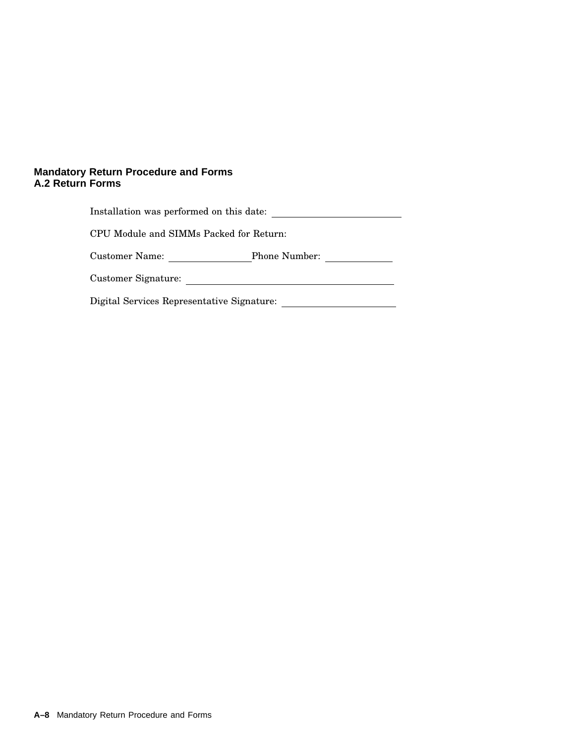Installation was performed on this date: ____________________

CPU Module and SIMMs Packed for Return:

Customer Name: ______________ Phone Number: ____________

Customer Signature: ________________________________

Digital Services Representative Signature: __________________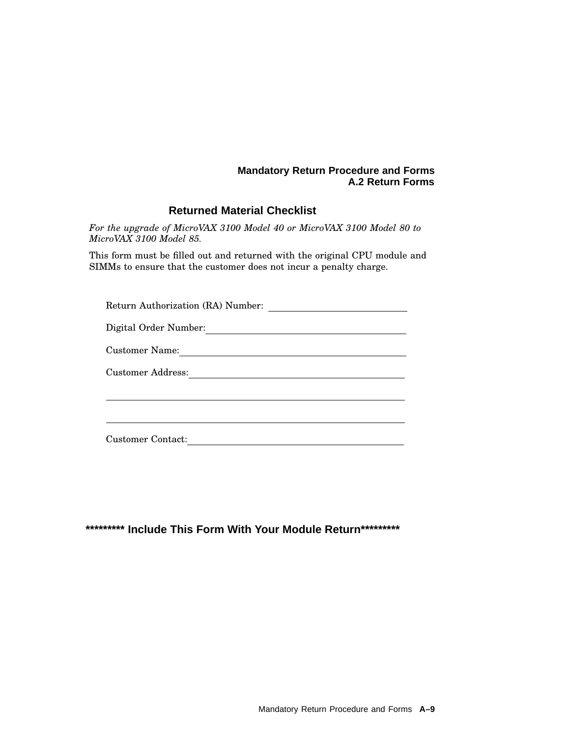## Returned Material Checklist

*For the upgrade of MicroVAX 3100 Model 40 or MicroVAX 3100 Model 80 to MicroVAX 3100 Model 85.*

This form must be filled out and returned with the original CPU module and SIMMs to ensure that the customer does not incur a penalty charge.

Return Authorization (RA) Number: ______________________________

Digital Order Number: ______________________________

Customer Name: ______________________________

Customer Address: ______________________________

______________________________

______________________________

Customer Contact: ______________________________

**********\* Include This Form With Your Module Return**********\*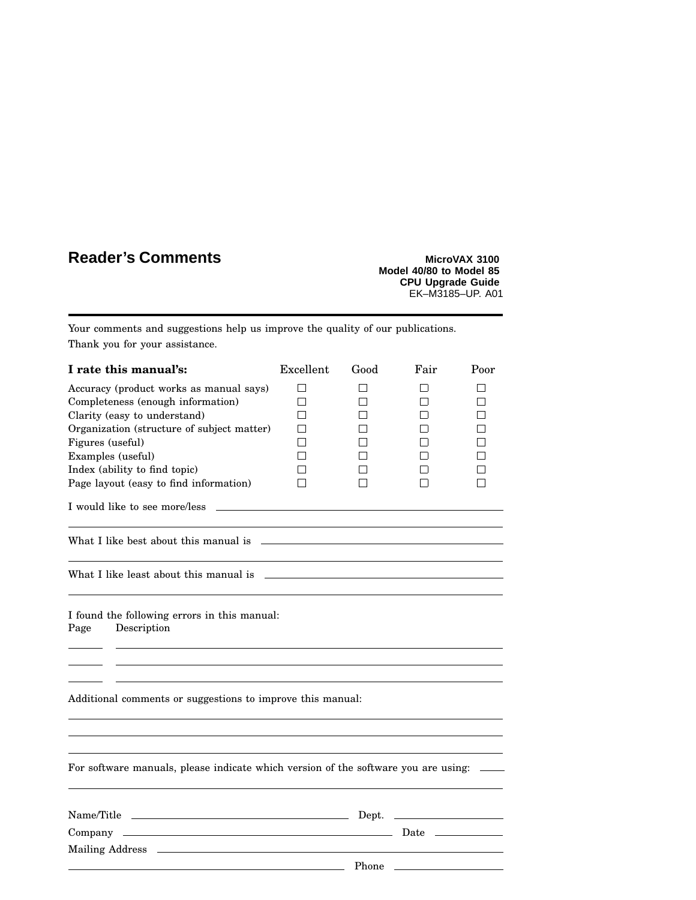# Reader's Comments

**MicroVAX 3100**
**Model 40/80 to Model 85**
**CPU Upgrade Guide**
EK–M3185–UP. A01

---

Your comments and suggestions help us improve the quality of our publications.

Thank you for your assistance.

| **I rate this manual's:** | Excellent | Good | Fair | Poor |
|---|---|---|---|---|
| Accuracy (product works as manual says) | ☐ | ☐ | ☐ | ☐ |
| Completeness (enough information) | ☐ | ☐ | ☐ | ☐ |
| Clarity (easy to understand) | ☐ | ☐ | ☐ | ☐ |
| Organization (structure of subject matter) | ☐ | ☐ | ☐ | ☐ |
| Figures (useful) | ☐ | ☐ | ☐ | ☐ |
| Examples (useful) | ☐ | ☐ | ☐ | ☐ |
| Index (ability to find topic) | ☐ | ☐ | ☐ | ☐ |
| Page layout (easy to find information) | ☐ | ☐ | ☐ | ☐ |

I would like to see more/less ____________________________________________

________________________________________________________________________

What I like best about this manual is ______________________________________

________________________________________________________________________

What I like least about this manual is ______________________________________

________________________________________________________________________

I found the following errors in this manual:

Page Description

_____ ____________________________________________________________

_____ ____________________________________________________________

_____ ____________________________________________________________

Additional comments or suggestions to improve this manual:

________________________________________________________________________

________________________________________________________________________

________________________________________________________________________

For software manuals, please indicate which version of the software you are using: _____

________________________________________________________________________

Name/Title ______________________________________ Dept. ________________

Company ___________________________________________ Date ___________

Mailing Address _________________________________________________________

_________________________________________________ Phone ________________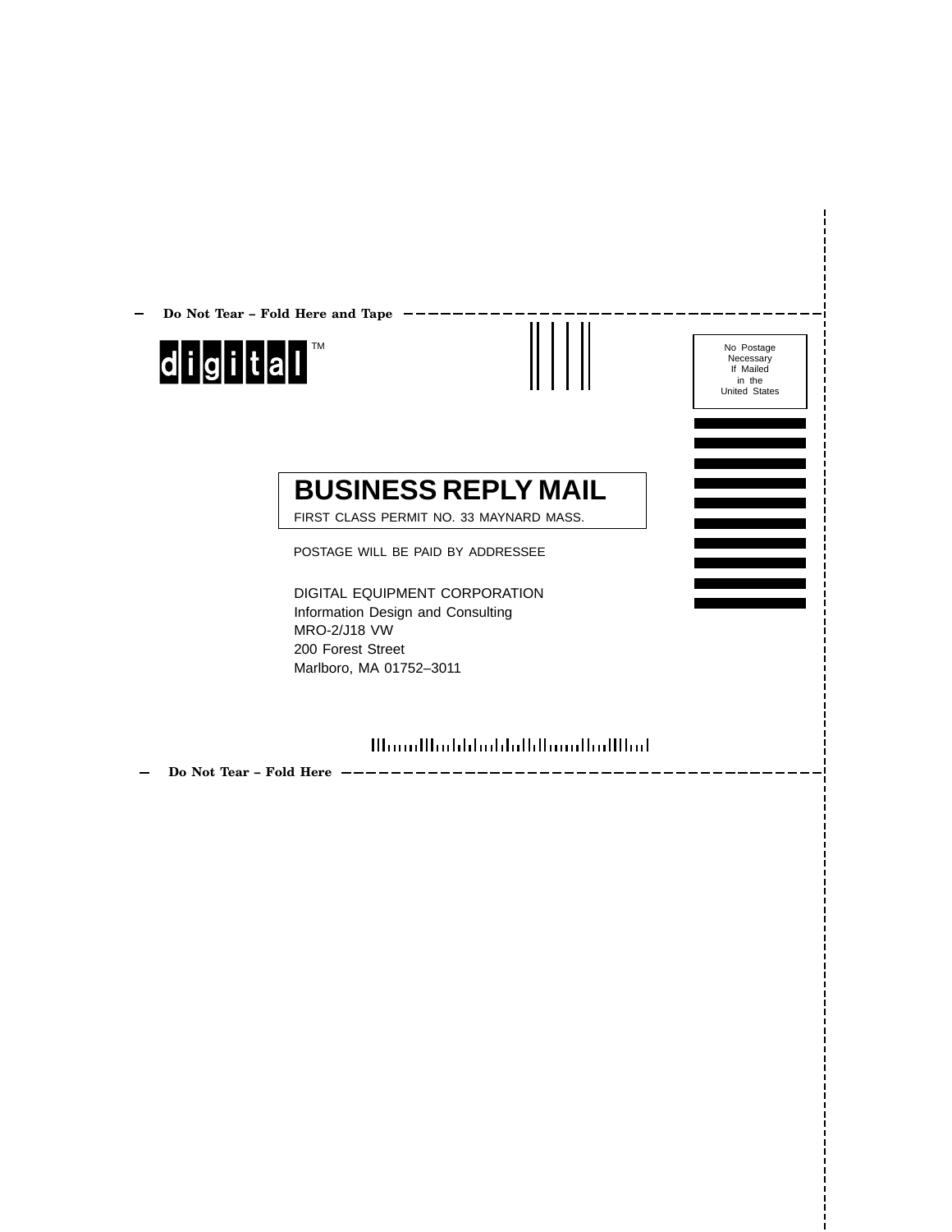Do Not Tear – Fold Here and Tape

digital™

No Postage
Necessary
If Mailed
in the
United States

**BUSINESS REPLY MAIL**

FIRST CLASS PERMIT NO. 33 MAYNARD MASS.

POSTAGE WILL BE PAID BY ADDRESSEE

DIGITAL EQUIPMENT CORPORATION
Information Design and Consulting
MRO-2/J18 VW
200 Forest Street
Marlboro, MA 01752–3011

Do Not Tear – Fold Here